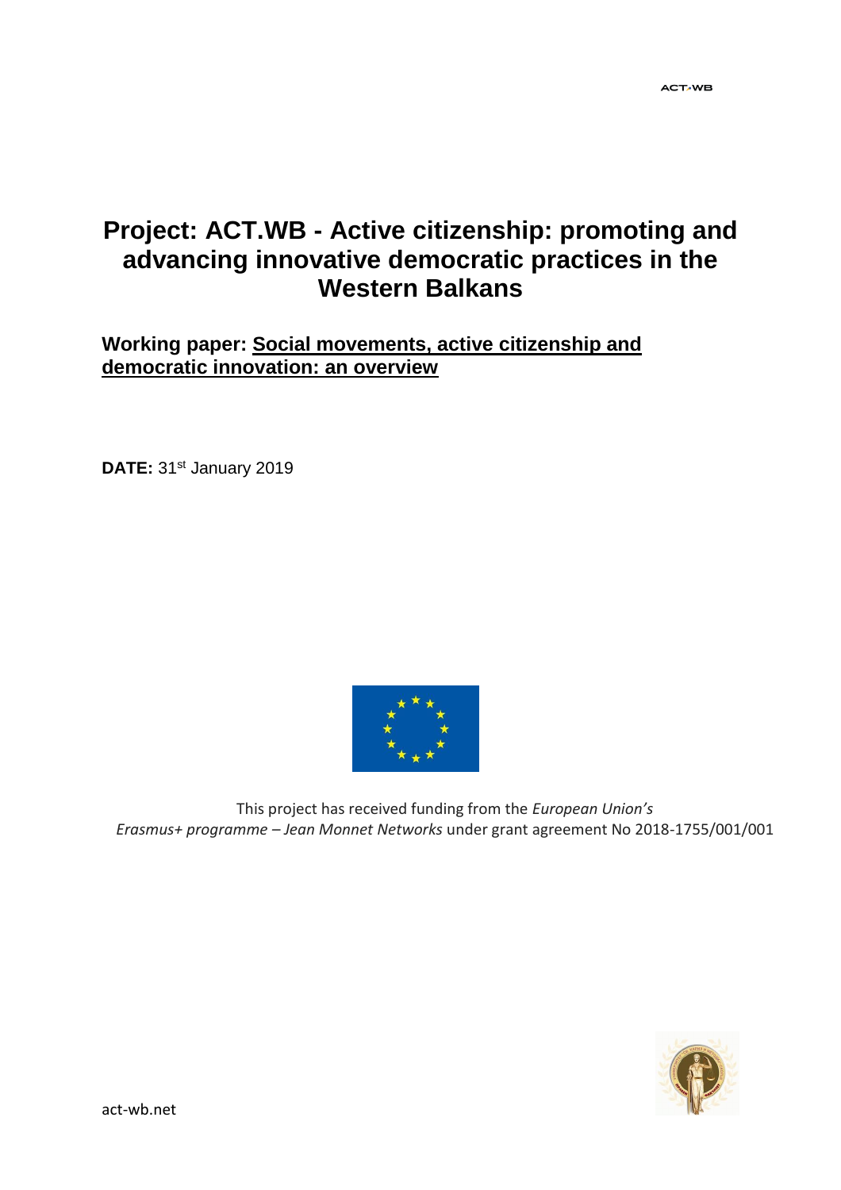# Project: ACT.WB - Active citizenship: promoting and advancing innovative democratic practices in the Western Balkans

## Working paper: Social movements, active citizenship and democratic innovation: an overview

**DATE:** 31st January 2019

This project has received funding from the *European Union's Erasmus+ programme – Jean Monnet Networks* under grant agreement No 2018-1755/001/001

act-wb.net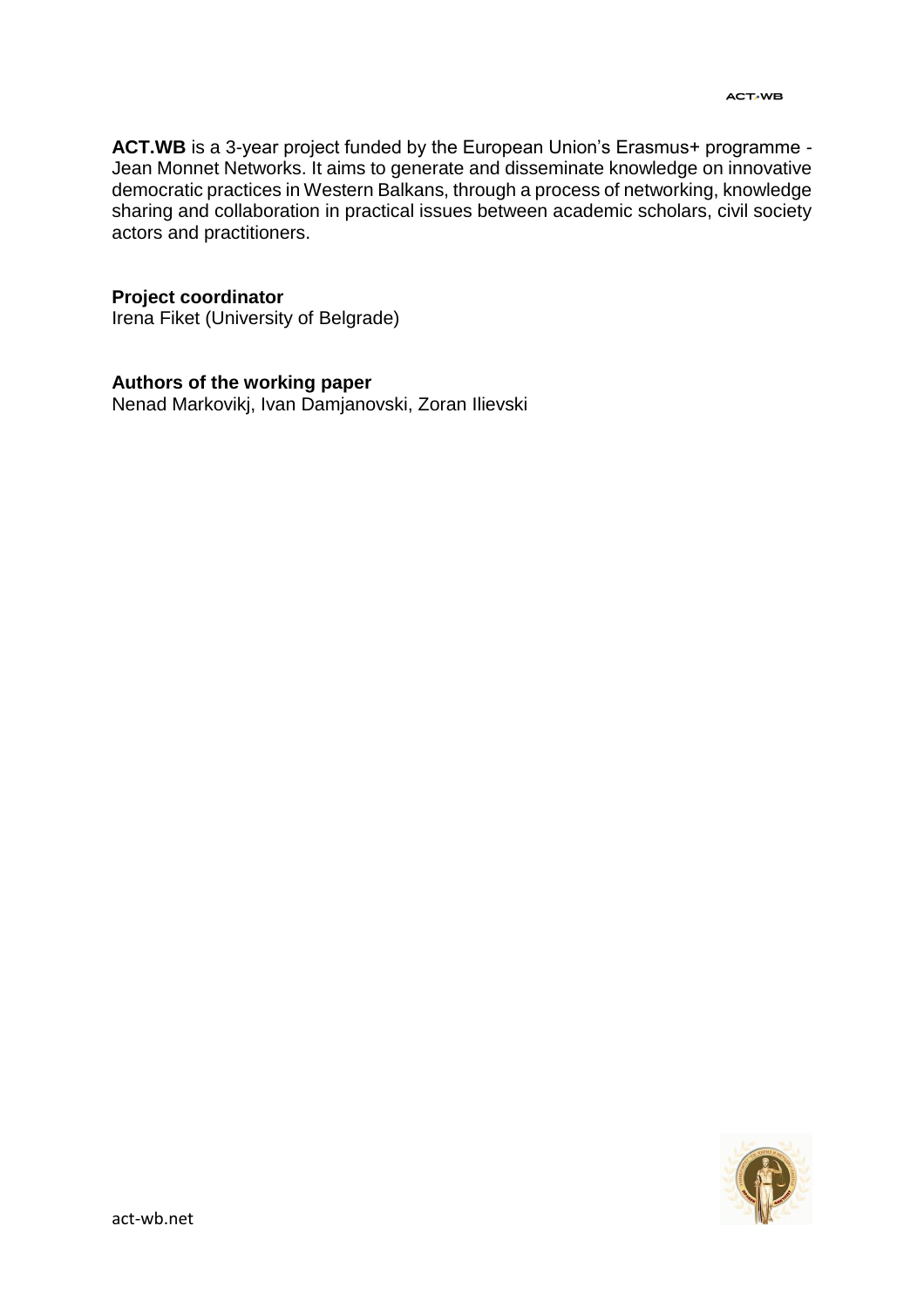**ACT.WB** is a 3-year project funded by the European Union's Erasmus+ programme - Jean Monnet Networks. It aims to generate and disseminate knowledge on innovative democratic practices in Western Balkans, through a process of networking, knowledge sharing and collaboration in practical issues between academic scholars, civil society actors and practitioners.

**Project coordinator**
Irena Fiket (University of Belgrade)

**Authors of the working paper**
Nenad Markovikj, Ivan Damjanovski, Zoran Ilievski

act-wb.net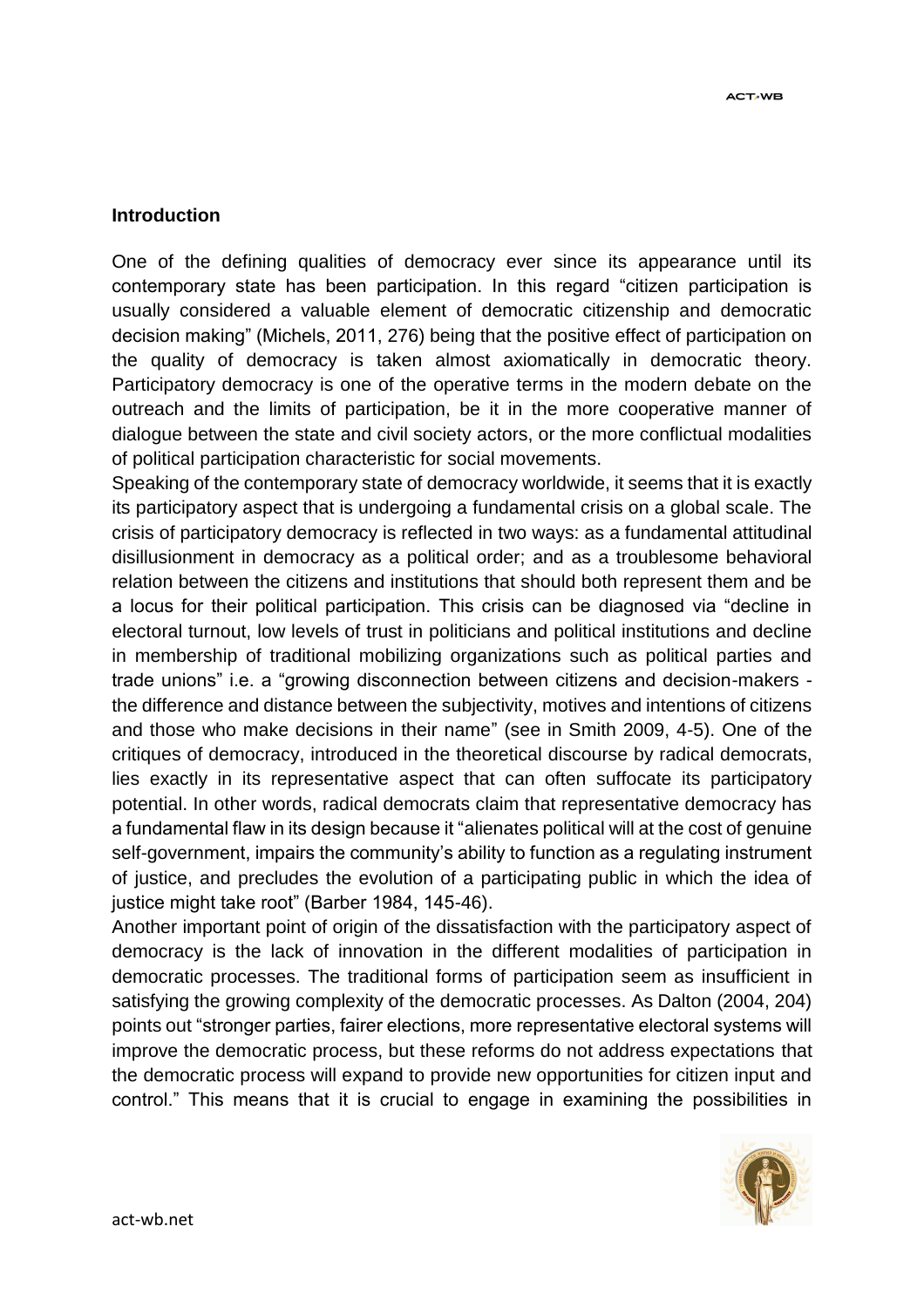### Introduction

One of the defining qualities of democracy ever since its appearance until its contemporary state has been participation. In this regard "citizen participation is usually considered a valuable element of democratic citizenship and democratic decision making" (Michels, 2011, 276) being that the positive effect of participation on the quality of democracy is taken almost axiomatically in democratic theory. Participatory democracy is one of the operative terms in the modern debate on the outreach and the limits of participation, be it in the more cooperative manner of dialogue between the state and civil society actors, or the more conflictual modalities of political participation characteristic for social movements.

Speaking of the contemporary state of democracy worldwide, it seems that it is exactly its participatory aspect that is undergoing a fundamental crisis on a global scale. The crisis of participatory democracy is reflected in two ways: as a fundamental attitudinal disillusionment in democracy as a political order; and as a troublesome behavioral relation between the citizens and institutions that should both represent them and be a locus for their political participation. This crisis can be diagnosed via "decline in electoral turnout, low levels of trust in politicians and political institutions and decline in membership of traditional mobilizing organizations such as political parties and trade unions" i.e. a "growing disconnection between citizens and decision-makers - the difference and distance between the subjectivity, motives and intentions of citizens and those who make decisions in their name" (see in Smith 2009, 4-5). One of the critiques of democracy, introduced in the theoretical discourse by radical democrats, lies exactly in its representative aspect that can often suffocate its participatory potential. In other words, radical democrats claim that representative democracy has a fundamental flaw in its design because it "alienates political will at the cost of genuine self-government, impairs the community's ability to function as a regulating instrument of justice, and precludes the evolution of a participating public in which the idea of justice might take root" (Barber 1984, 145-46).

Another important point of origin of the dissatisfaction with the participatory aspect of democracy is the lack of innovation in the different modalities of participation in democratic processes. The traditional forms of participation seem as insufficient in satisfying the growing complexity of the democratic processes. As Dalton (2004, 204) points out "stronger parties, fairer elections, more representative electoral systems will improve the democratic process, but these reforms do not address expectations that the democratic process will expand to provide new opportunities for citizen input and control." This means that it is crucial to engage in examining the possibilities in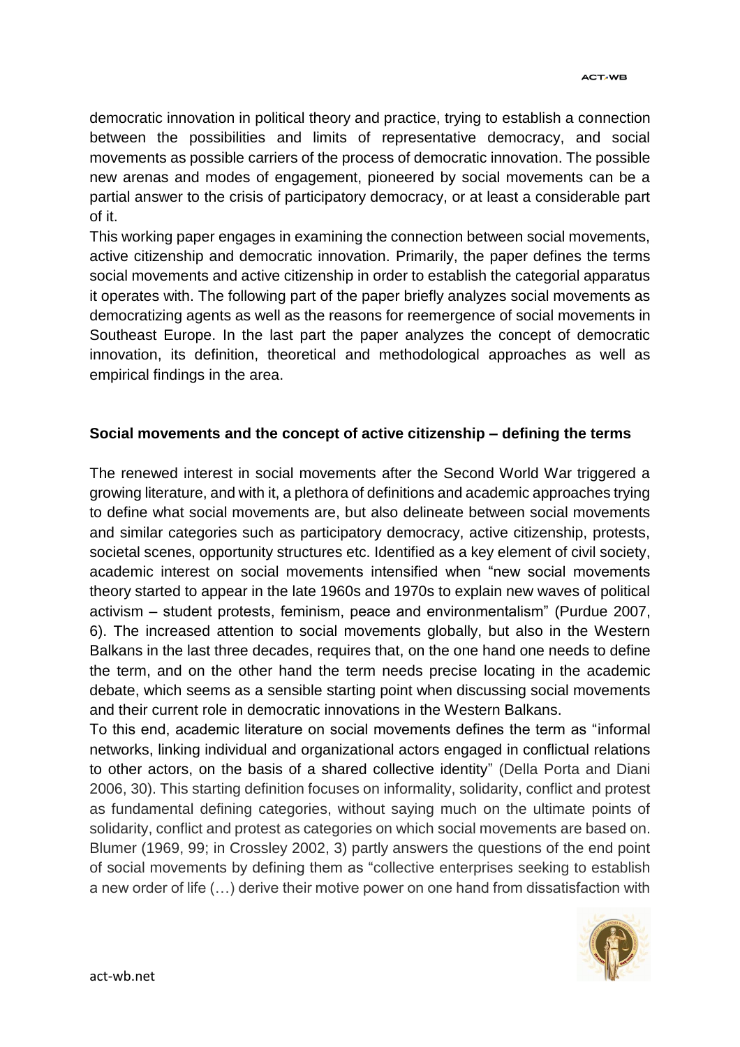democratic innovation in political theory and practice, trying to establish a connection between the possibilities and limits of representative democracy, and social movements as possible carriers of the process of democratic innovation. The possible new arenas and modes of engagement, pioneered by social movements can be a partial answer to the crisis of participatory democracy, or at least a considerable part of it.

This working paper engages in examining the connection between social movements, active citizenship and democratic innovation. Primarily, the paper defines the terms social movements and active citizenship in order to establish the categorial apparatus it operates with. The following part of the paper briefly analyzes social movements as democratizing agents as well as the reasons for reemergence of social movements in Southeast Europe. In the last part the paper analyzes the concept of democratic innovation, its definition, theoretical and methodological approaches as well as empirical findings in the area.

## Social movements and the concept of active citizenship – defining the terms

The renewed interest in social movements after the Second World War triggered a growing literature, and with it, a plethora of definitions and academic approaches trying to define what social movements are, but also delineate between social movements and similar categories such as participatory democracy, active citizenship, protests, societal scenes, opportunity structures etc. Identified as a key element of civil society, academic interest on social movements intensified when "new social movements theory started to appear in the late 1960s and 1970s to explain new waves of political activism – student protests, feminism, peace and environmentalism" (Purdue 2007, 6). The increased attention to social movements globally, but also in the Western Balkans in the last three decades, requires that, on the one hand one needs to define the term, and on the other hand the term needs precise locating in the academic debate, which seems as a sensible starting point when discussing social movements and their current role in democratic innovations in the Western Balkans.

To this end, academic literature on social movements defines the term as "informal networks, linking individual and organizational actors engaged in conflictual relations to other actors, on the basis of a shared collective identity" (Della Porta and Diani 2006, 30). This starting definition focuses on informality, solidarity, conflict and protest as fundamental defining categories, without saying much on the ultimate points of solidarity, conflict and protest as categories on which social movements are based on. Blumer (1969, 99; in Crossley 2002, 3) partly answers the questions of the end point of social movements by defining them as "collective enterprises seeking to establish a new order of life (…) derive their motive power on one hand from dissatisfaction with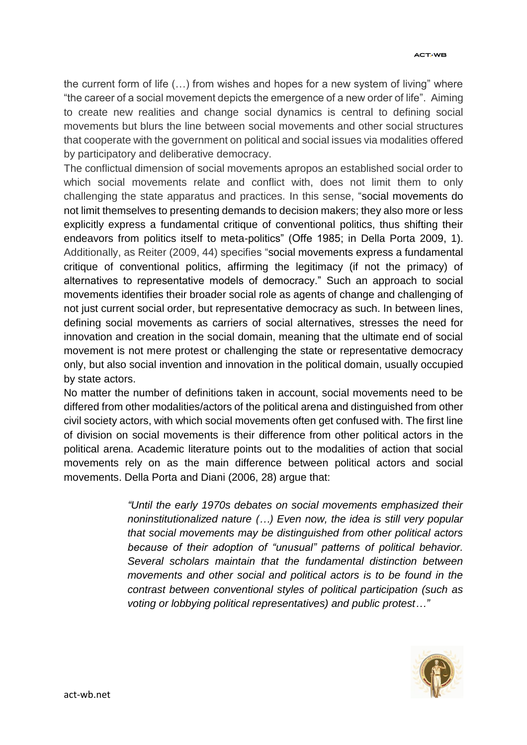the current form of life (…) from wishes and hopes for a new system of living" where "the career of a social movement depicts the emergence of a new order of life". Aiming to create new realities and change social dynamics is central to defining social movements but blurs the line between social movements and other social structures that cooperate with the government on political and social issues via modalities offered by participatory and deliberative democracy.

The conflictual dimension of social movements apropos an established social order to which social movements relate and conflict with, does not limit them to only challenging the state apparatus and practices. In this sense, "social movements do not limit themselves to presenting demands to decision makers; they also more or less explicitly express a fundamental critique of conventional politics, thus shifting their endeavors from politics itself to meta-politics" (Offe 1985; in Della Porta 2009, 1). Additionally, as Reiter (2009, 44) specifies "social movements express a fundamental critique of conventional politics, affirming the legitimacy (if not the primacy) of alternatives to representative models of democracy." Such an approach to social movements identifies their broader social role as agents of change and challenging of not just current social order, but representative democracy as such. In between lines, defining social movements as carriers of social alternatives, stresses the need for innovation and creation in the social domain, meaning that the ultimate end of social movement is not mere protest or challenging the state or representative democracy only, but also social invention and innovation in the political domain, usually occupied by state actors.

No matter the number of definitions taken in account, social movements need to be differed from other modalities/actors of the political arena and distinguished from other civil society actors, with which social movements often get confused with. The first line of division on social movements is their difference from other political actors in the political arena. Academic literature points out to the modalities of action that social movements rely on as the main difference between political actors and social movements. Della Porta and Diani (2006, 28) argue that:

> *"Until the early 1970s debates on social movements emphasized their noninstitutionalized nature (…) Even now, the idea is still very popular that social movements may be distinguished from other political actors because of their adoption of "unusual" patterns of political behavior. Several scholars maintain that the fundamental distinction between movements and other social and political actors is to be found in the contrast between conventional styles of political participation (such as voting or lobbying political representatives) and public protest…"*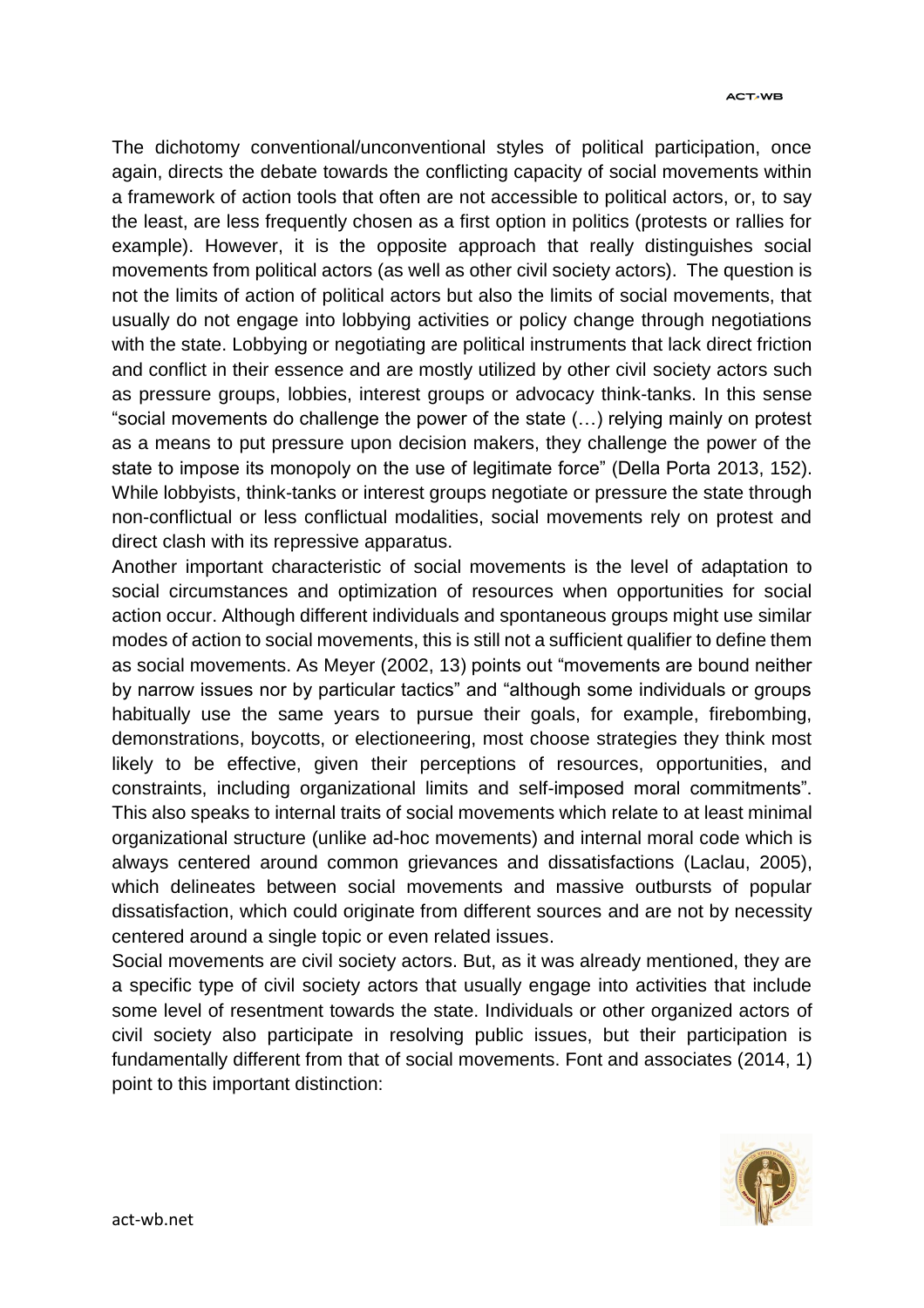The dichotomy conventional/unconventional styles of political participation, once again, directs the debate towards the conflicting capacity of social movements within a framework of action tools that often are not accessible to political actors, or, to say the least, are less frequently chosen as a first option in politics (protests or rallies for example). However, it is the opposite approach that really distinguishes social movements from political actors (as well as other civil society actors). The question is not the limits of action of political actors but also the limits of social movements, that usually do not engage into lobbying activities or policy change through negotiations with the state. Lobbying or negotiating are political instruments that lack direct friction and conflict in their essence and are mostly utilized by other civil society actors such as pressure groups, lobbies, interest groups or advocacy think-tanks. In this sense "social movements do challenge the power of the state (…) relying mainly on protest as a means to put pressure upon decision makers, they challenge the power of the state to impose its monopoly on the use of legitimate force" (Della Porta 2013, 152). While lobbyists, think-tanks or interest groups negotiate or pressure the state through non-conflictual or less conflictual modalities, social movements rely on protest and direct clash with its repressive apparatus.

Another important characteristic of social movements is the level of adaptation to social circumstances and optimization of resources when opportunities for social action occur. Although different individuals and spontaneous groups might use similar modes of action to social movements, this is still not a sufficient qualifier to define them as social movements. As Meyer (2002, 13) points out "movements are bound neither by narrow issues nor by particular tactics" and "although some individuals or groups habitually use the same years to pursue their goals, for example, firebombing, demonstrations, boycotts, or electioneering, most choose strategies they think most likely to be effective, given their perceptions of resources, opportunities, and constraints, including organizational limits and self-imposed moral commitments". This also speaks to internal traits of social movements which relate to at least minimal organizational structure (unlike ad-hoc movements) and internal moral code which is always centered around common grievances and dissatisfactions (Laclau, 2005), which delineates between social movements and massive outbursts of popular dissatisfaction, which could originate from different sources and are not by necessity centered around a single topic or even related issues.

Social movements are civil society actors. But, as it was already mentioned, they are a specific type of civil society actors that usually engage into activities that include some level of resentment towards the state. Individuals or other organized actors of civil society also participate in resolving public issues, but their participation is fundamentally different from that of social movements. Font and associates (2014, 1) point to this important distinction: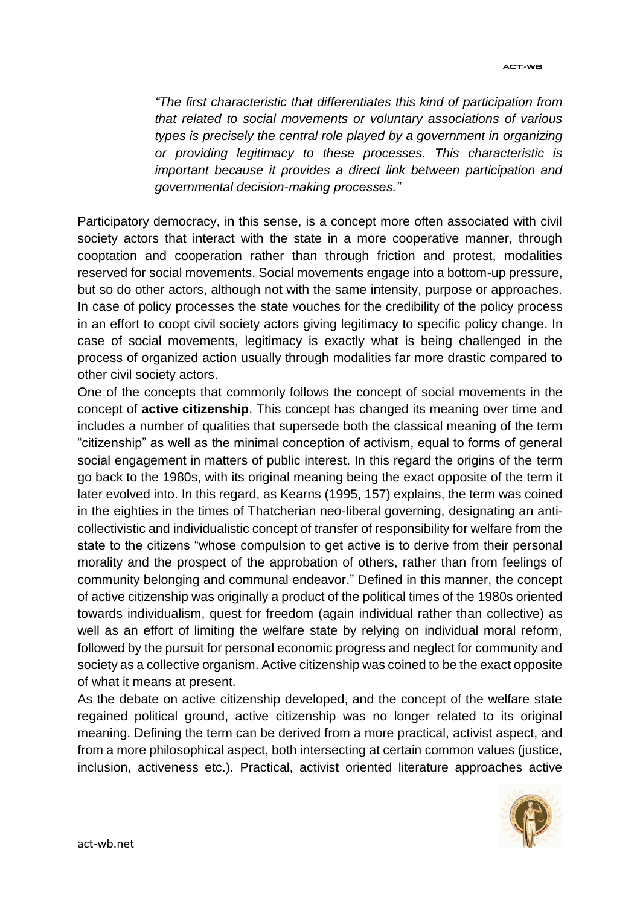> *"The first characteristic that differentiates this kind of participation from that related to social movements or voluntary associations of various types is precisely the central role played by a government in organizing or providing legitimacy to these processes. This characteristic is important because it provides a direct link between participation and governmental decision-making processes."*

Participatory democracy, in this sense, is a concept more often associated with civil society actors that interact with the state in a more cooperative manner, through cooptation and cooperation rather than through friction and protest, modalities reserved for social movements. Social movements engage into a bottom-up pressure, but so do other actors, although not with the same intensity, purpose or approaches. In case of policy processes the state vouches for the credibility of the policy process in an effort to coopt civil society actors giving legitimacy to specific policy change. In case of social movements, legitimacy is exactly what is being challenged in the process of organized action usually through modalities far more drastic compared to other civil society actors.

One of the concepts that commonly follows the concept of social movements in the concept of **active citizenship**. This concept has changed its meaning over time and includes a number of qualities that supersede both the classical meaning of the term "citizenship" as well as the minimal conception of activism, equal to forms of general social engagement in matters of public interest. In this regard the origins of the term go back to the 1980s, with its original meaning being the exact opposite of the term it later evolved into. In this regard, as Kearns (1995, 157) explains, the term was coined in the eighties in the times of Thatcherian neo-liberal governing, designating an anti-collectivistic and individualistic concept of transfer of responsibility for welfare from the state to the citizens "whose compulsion to get active is to derive from their personal morality and the prospect of the approbation of others, rather than from feelings of community belonging and communal endeavor." Defined in this manner, the concept of active citizenship was originally a product of the political times of the 1980s oriented towards individualism, quest for freedom (again individual rather than collective) as well as an effort of limiting the welfare state by relying on individual moral reform, followed by the pursuit for personal economic progress and neglect for community and society as a collective organism. Active citizenship was coined to be the exact opposite of what it means at present.

As the debate on active citizenship developed, and the concept of the welfare state regained political ground, active citizenship was no longer related to its original meaning. Defining the term can be derived from a more practical, activist aspect, and from a more philosophical aspect, both intersecting at certain common values (justice, inclusion, activeness etc.). Practical, activist oriented literature approaches active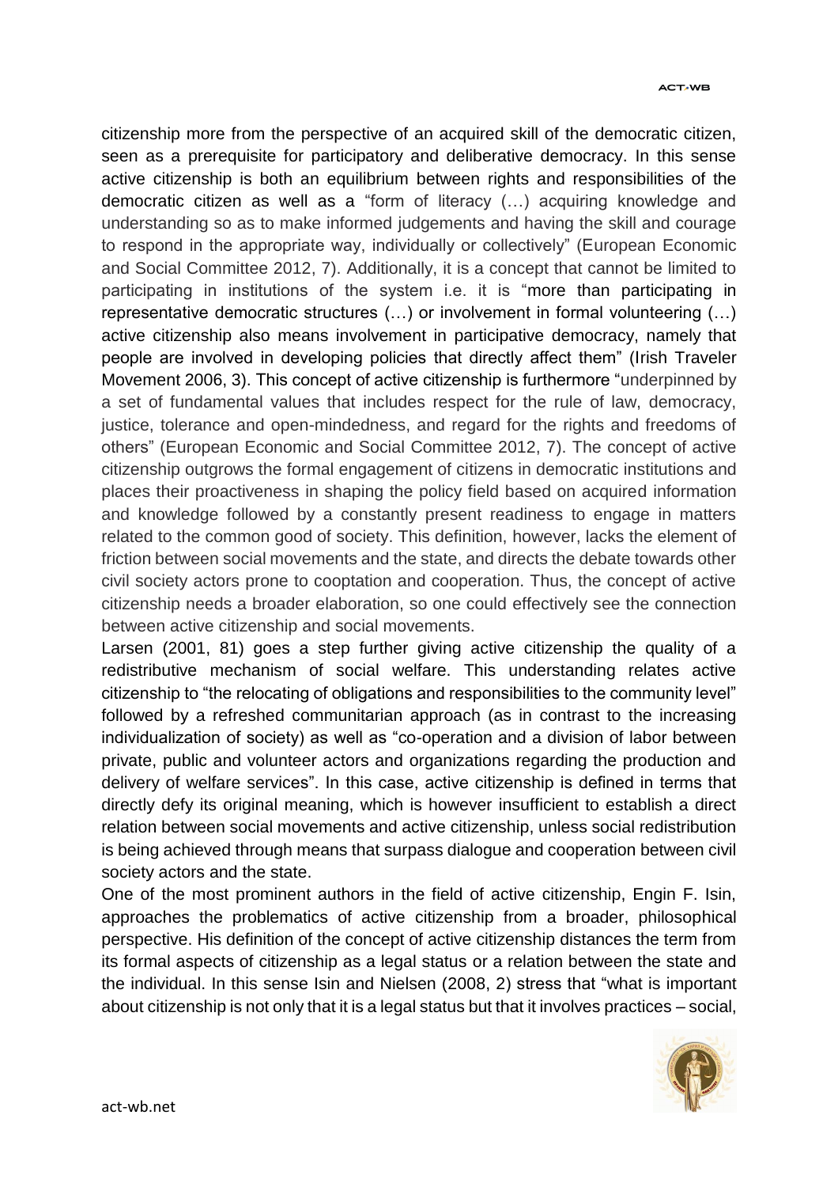citizenship more from the perspective of an acquired skill of the democratic citizen, seen as a prerequisite for participatory and deliberative democracy. In this sense active citizenship is both an equilibrium between rights and responsibilities of the democratic citizen as well as a "form of literacy (…) acquiring knowledge and understanding so as to make informed judgements and having the skill and courage to respond in the appropriate way, individually or collectively" (European Economic and Social Committee 2012, 7). Additionally, it is a concept that cannot be limited to participating in institutions of the system i.e. it is "more than participating in representative democratic structures (…) or involvement in formal volunteering (…) active citizenship also means involvement in participative democracy, namely that people are involved in developing policies that directly affect them" (Irish Traveler Movement 2006, 3). This concept of active citizenship is furthermore "underpinned by a set of fundamental values that includes respect for the rule of law, democracy, justice, tolerance and open-mindedness, and regard for the rights and freedoms of others" (European Economic and Social Committee 2012, 7). The concept of active citizenship outgrows the formal engagement of citizens in democratic institutions and places their proactiveness in shaping the policy field based on acquired information and knowledge followed by a constantly present readiness to engage in matters related to the common good of society. This definition, however, lacks the element of friction between social movements and the state, and directs the debate towards other civil society actors prone to cooptation and cooperation. Thus, the concept of active citizenship needs a broader elaboration, so one could effectively see the connection between active citizenship and social movements.

Larsen (2001, 81) goes a step further giving active citizenship the quality of a redistributive mechanism of social welfare. This understanding relates active citizenship to "the relocating of obligations and responsibilities to the community level" followed by a refreshed communitarian approach (as in contrast to the increasing individualization of society) as well as "co-operation and a division of labor between private, public and volunteer actors and organizations regarding the production and delivery of welfare services". In this case, active citizenship is defined in terms that directly defy its original meaning, which is however insufficient to establish a direct relation between social movements and active citizenship, unless social redistribution is being achieved through means that surpass dialogue and cooperation between civil society actors and the state.

One of the most prominent authors in the field of active citizenship, Engin F. Isin, approaches the problematics of active citizenship from a broader, philosophical perspective. His definition of the concept of active citizenship distances the term from its formal aspects of citizenship as a legal status or a relation between the state and the individual. In this sense Isin and Nielsen (2008, 2) stress that "what is important about citizenship is not only that it is a legal status but that it involves practices – social,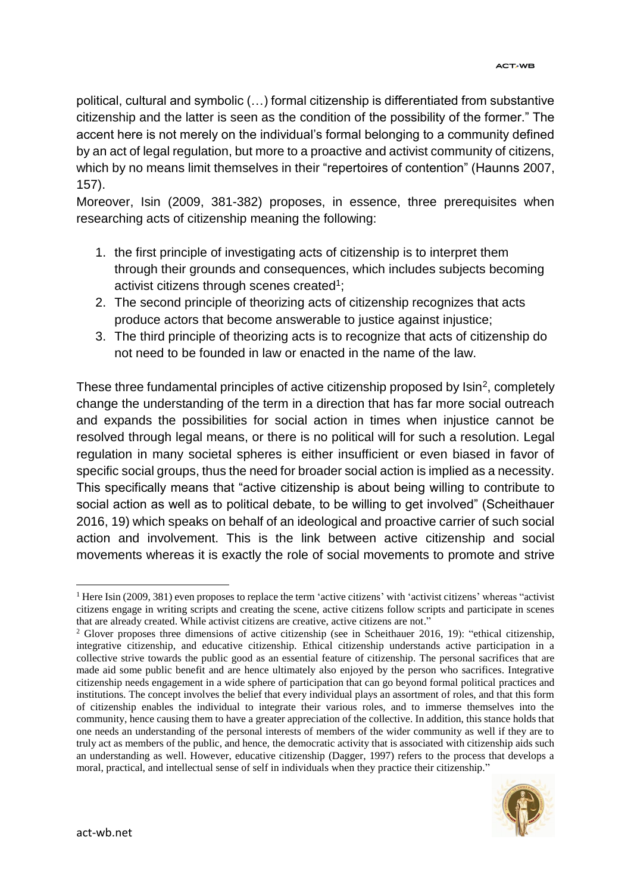political, cultural and symbolic (…) formal citizenship is differentiated from substantive citizenship and the latter is seen as the condition of the possibility of the former." The accent here is not merely on the individual's formal belonging to a community defined by an act of legal regulation, but more to a proactive and activist community of citizens, which by no means limit themselves in their "repertoires of contention" (Haunns 2007, 157).

Moreover, Isin (2009, 381-382) proposes, in essence, three prerequisites when researching acts of citizenship meaning the following:

1. the first principle of investigating acts of citizenship is to interpret them through their grounds and consequences, which includes subjects becoming activist citizens through scenes created[1];
2. The second principle of theorizing acts of citizenship recognizes that acts produce actors that become answerable to justice against injustice;
3. The third principle of theorizing acts is to recognize that acts of citizenship do not need to be founded in law or enacted in the name of the law.

These three fundamental principles of active citizenship proposed by Isin[2], completely change the understanding of the term in a direction that has far more social outreach and expands the possibilities for social action in times when injustice cannot be resolved through legal means, or there is no political will for such a resolution. Legal regulation in many societal spheres is either insufficient or even biased in favor of specific social groups, thus the need for broader social action is implied as a necessity. This specifically means that "active citizenship is about being willing to contribute to social action as well as to political debate, to be willing to get involved" (Scheithauer 2016, 19) which speaks on behalf of an ideological and proactive carrier of such social action and involvement. This is the link between active citizenship and social movements whereas it is exactly the role of social movements to promote and strive

---

[1] Here Isin (2009, 381) even proposes to replace the term 'active citizens' with 'activist citizens' whereas "activist citizens engage in writing scripts and creating the scene, active citizens follow scripts and participate in scenes that are already created. While activist citizens are creative, active citizens are not."

[2] Glover proposes three dimensions of active citizenship (see in Scheithauer 2016, 19): "ethical citizenship, integrative citizenship, and educative citizenship. Ethical citizenship understands active participation in a collective strive towards the public good as an essential feature of citizenship. The personal sacrifices that are made aid some public benefit and are hence ultimately also enjoyed by the person who sacrifices. Integrative citizenship needs engagement in a wide sphere of participation that can go beyond formal political practices and institutions. The concept involves the belief that every individual plays an assortment of roles, and that this form of citizenship enables the individual to integrate their various roles, and to immerse themselves into the community, hence causing them to have a greater appreciation of the collective. In addition, this stance holds that one needs an understanding of the personal interests of members of the wider community as well if they are to truly act as members of the public, and hence, the democratic activity that is associated with citizenship aids such an understanding as well. However, educative citizenship (Dagger, 1997) refers to the process that develops a moral, practical, and intellectual sense of self in individuals when they practice their citizenship."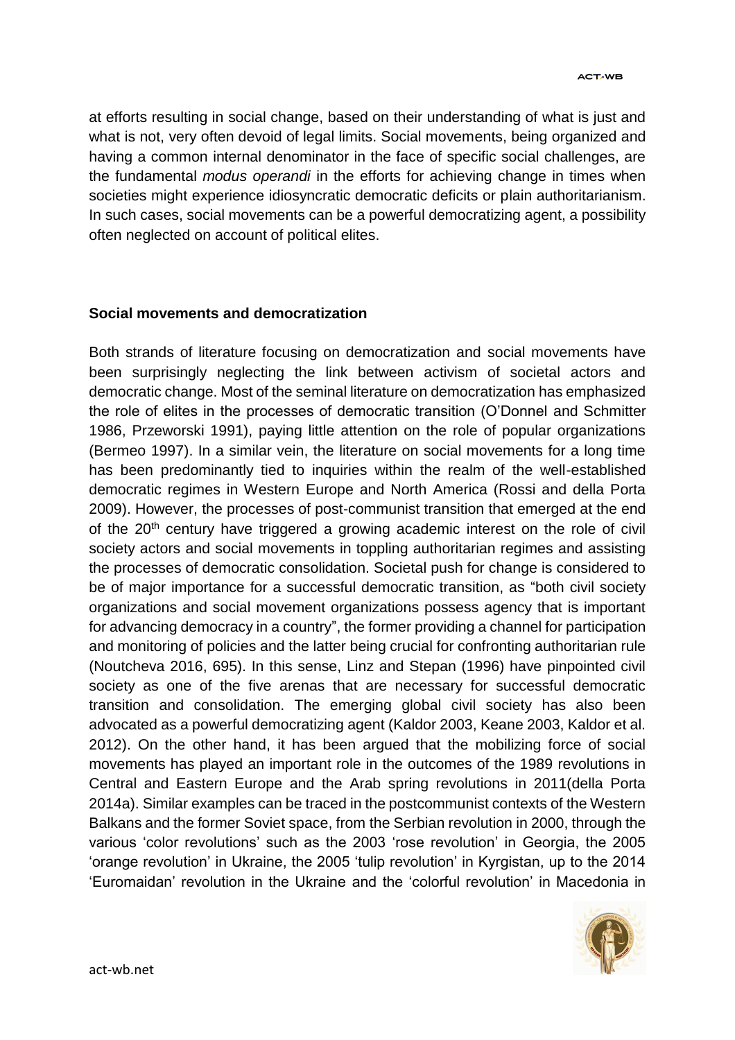at efforts resulting in social change, based on their understanding of what is just and what is not, very often devoid of legal limits. Social movements, being organized and having a common internal denominator in the face of specific social challenges, are the fundamental *modus operandi* in the efforts for achieving change in times when societies might experience idiosyncratic democratic deficits or plain authoritarianism. In such cases, social movements can be a powerful democratizing agent, a possibility often neglected on account of political elites.

**Social movements and democratization**

Both strands of literature focusing on democratization and social movements have been surprisingly neglecting the link between activism of societal actors and democratic change. Most of the seminal literature on democratization has emphasized the role of elites in the processes of democratic transition (O'Donnel and Schmitter 1986, Przeworski 1991), paying little attention on the role of popular organizations (Bermeo 1997). In a similar vein, the literature on social movements for a long time has been predominantly tied to inquiries within the realm of the well-established democratic regimes in Western Europe and North America (Rossi and della Porta 2009). However, the processes of post-communist transition that emerged at the end of the 20th century have triggered a growing academic interest on the role of civil society actors and social movements in toppling authoritarian regimes and assisting the processes of democratic consolidation. Societal push for change is considered to be of major importance for a successful democratic transition, as "both civil society organizations and social movement organizations possess agency that is important for advancing democracy in a country", the former providing a channel for participation and monitoring of policies and the latter being crucial for confronting authoritarian rule (Noutcheva 2016, 695). In this sense, Linz and Stepan (1996) have pinpointed civil society as one of the five arenas that are necessary for successful democratic transition and consolidation. The emerging global civil society has also been advocated as a powerful democratizing agent (Kaldor 2003, Keane 2003, Kaldor et al. 2012). On the other hand, it has been argued that the mobilizing force of social movements has played an important role in the outcomes of the 1989 revolutions in Central and Eastern Europe and the Arab spring revolutions in 2011(della Porta 2014a). Similar examples can be traced in the postcommunist contexts of the Western Balkans and the former Soviet space, from the Serbian revolution in 2000, through the various 'color revolutions' such as the 2003 'rose revolution' in Georgia, the 2005 'orange revolution' in Ukraine, the 2005 'tulip revolution' in Kyrgistan, up to the 2014 'Euromaidan' revolution in the Ukraine and the 'colorful revolution' in Macedonia in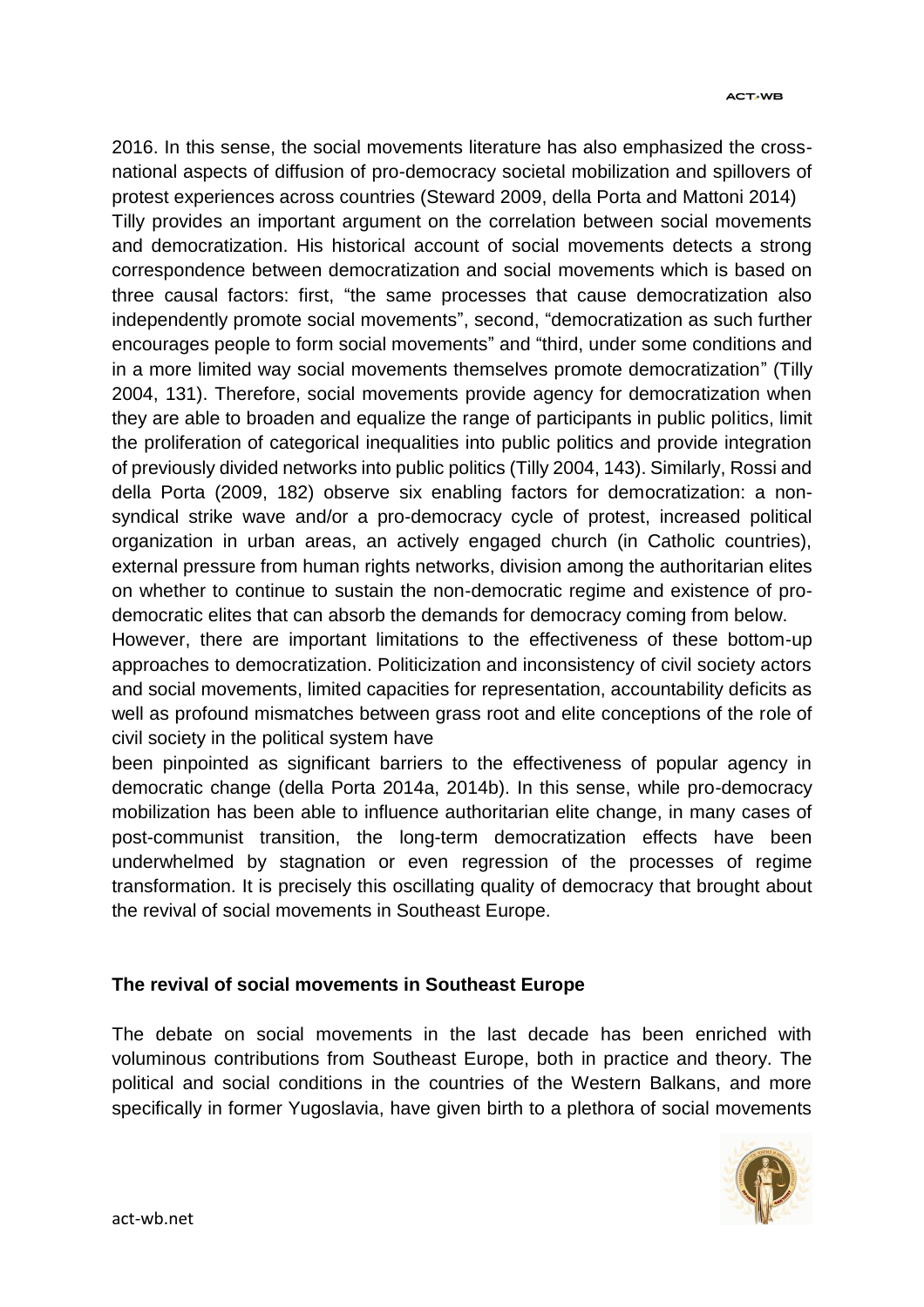2016. In this sense, the social movements literature has also emphasized the cross-national aspects of diffusion of pro-democracy societal mobilization and spillovers of protest experiences across countries (Steward 2009, della Porta and Mattoni 2014)

Tilly provides an important argument on the correlation between social movements and democratization. His historical account of social movements detects a strong correspondence between democratization and social movements which is based on three causal factors: first, "the same processes that cause democratization also independently promote social movements", second, "democratization as such further encourages people to form social movements" and "third, under some conditions and in a more limited way social movements themselves promote democratization" (Tilly 2004, 131). Therefore, social movements provide agency for democratization when they are able to broaden and equalize the range of participants in public politics, limit the proliferation of categorical inequalities into public politics and provide integration of previously divided networks into public politics (Tilly 2004, 143). Similarly, Rossi and della Porta (2009, 182) observe six enabling factors for democratization: a non-syndical strike wave and/or a pro-democracy cycle of protest, increased political organization in urban areas, an actively engaged church (in Catholic countries), external pressure from human rights networks, division among the authoritarian elites on whether to continue to sustain the non-democratic regime and existence of pro-democratic elites that can absorb the demands for democracy coming from below.

However, there are important limitations to the effectiveness of these bottom-up approaches to democratization. Politicization and inconsistency of civil society actors and social movements, limited capacities for representation, accountability deficits as well as profound mismatches between grass root and elite conceptions of the role of civil society in the political system have been pinpointed as significant barriers to the effectiveness of popular agency in democratic change (della Porta 2014a, 2014b). In this sense, while pro-democracy mobilization has been able to influence authoritarian elite change, in many cases of post-communist transition, the long-term democratization effects have been underwhelmed by stagnation or even regression of the processes of regime transformation. It is precisely this oscillating quality of democracy that brought about the revival of social movements in Southeast Europe.

## The revival of social movements in Southeast Europe

The debate on social movements in the last decade has been enriched with voluminous contributions from Southeast Europe, both in practice and theory. The political and social conditions in the countries of the Western Balkans, and more specifically in former Yugoslavia, have given birth to a plethora of social movements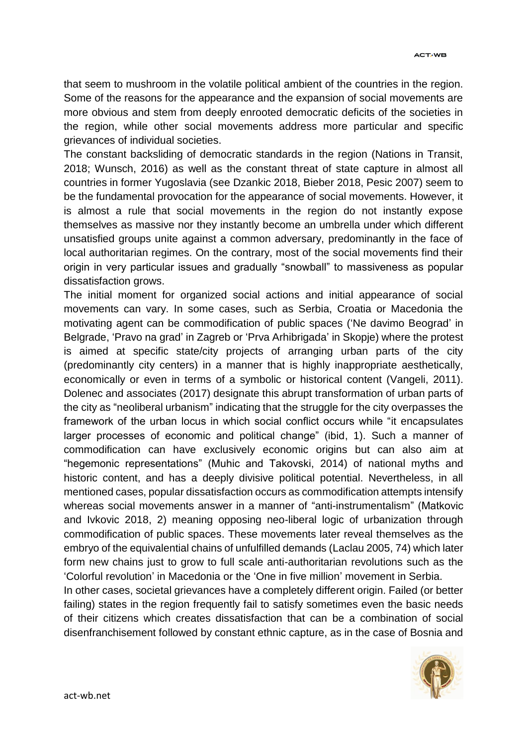that seem to mushroom in the volatile political ambient of the countries in the region. Some of the reasons for the appearance and the expansion of social movements are more obvious and stem from deeply enrooted democratic deficits of the societies in the region, while other social movements address more particular and specific grievances of individual societies.

The constant backsliding of democratic standards in the region (Nations in Transit, 2018; Wunsch, 2016) as well as the constant threat of state capture in almost all countries in former Yugoslavia (see Dzankic 2018, Bieber 2018, Pesic 2007) seem to be the fundamental provocation for the appearance of social movements. However, it is almost a rule that social movements in the region do not instantly expose themselves as massive nor they instantly become an umbrella under which different unsatisfied groups unite against a common adversary, predominantly in the face of local authoritarian regimes. On the contrary, most of the social movements find their origin in very particular issues and gradually "snowball" to massiveness as popular dissatisfaction grows.

The initial moment for organized social actions and initial appearance of social movements can vary. In some cases, such as Serbia, Croatia or Macedonia the motivating agent can be commodification of public spaces ('Ne davimo Beograd' in Belgrade, 'Pravo na grad' in Zagreb or 'Prva Arhibrigada' in Skopje) where the protest is aimed at specific state/city projects of arranging urban parts of the city (predominantly city centers) in a manner that is highly inappropriate aesthetically, economically or even in terms of a symbolic or historical content (Vangeli, 2011). Dolenec and associates (2017) designate this abrupt transformation of urban parts of the city as "neoliberal urbanism" indicating that the struggle for the city overpasses the framework of the urban locus in which social conflict occurs while "it encapsulates larger processes of economic and political change" (ibid, 1). Such a manner of commodification can have exclusively economic origins but can also aim at "hegemonic representations" (Muhic and Takovski, 2014) of national myths and historic content, and has a deeply divisive political potential. Nevertheless, in all mentioned cases, popular dissatisfaction occurs as commodification attempts intensify whereas social movements answer in a manner of "anti-instrumentalism" (Matkovic and Ivkovic 2018, 2) meaning opposing neo-liberal logic of urbanization through commodification of public spaces. These movements later reveal themselves as the embryo of the equivalential chains of unfulfilled demands (Laclau 2005, 74) which later form new chains just to grow to full scale anti-authoritarian revolutions such as the 'Colorful revolution' in Macedonia or the 'One in five million' movement in Serbia.

In other cases, societal grievances have a completely different origin. Failed (or better failing) states in the region frequently fail to satisfy sometimes even the basic needs of their citizens which creates dissatisfaction that can be a combination of social disenfranchisement followed by constant ethnic capture, as in the case of Bosnia and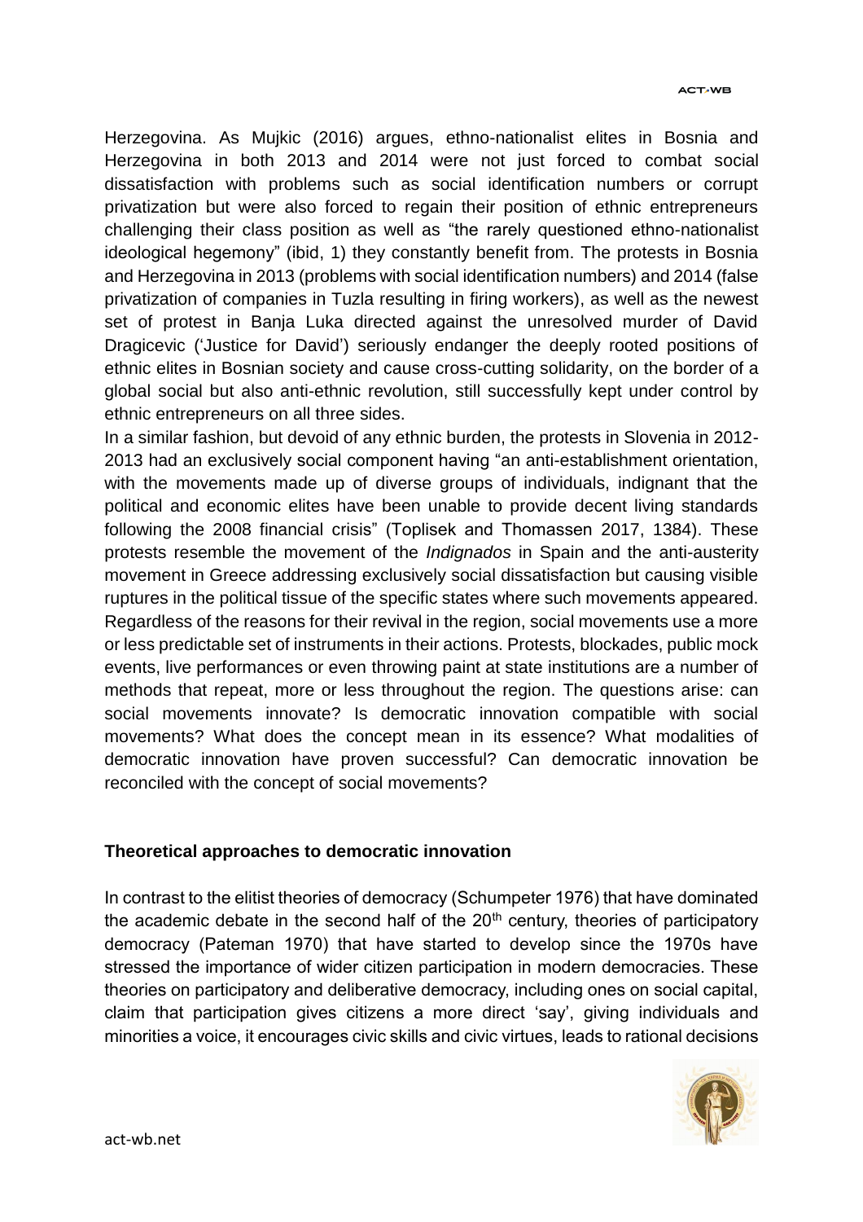Herzegovina. As Mujkic (2016) argues, ethno-nationalist elites in Bosnia and Herzegovina in both 2013 and 2014 were not just forced to combat social dissatisfaction with problems such as social identification numbers or corrupt privatization but were also forced to regain their position of ethnic entrepreneurs challenging their class position as well as "the rarely questioned ethno-nationalist ideological hegemony" (ibid, 1) they constantly benefit from. The protests in Bosnia and Herzegovina in 2013 (problems with social identification numbers) and 2014 (false privatization of companies in Tuzla resulting in firing workers), as well as the newest set of protest in Banja Luka directed against the unresolved murder of David Dragicevic ('Justice for David') seriously endanger the deeply rooted positions of ethnic elites in Bosnian society and cause cross-cutting solidarity, on the border of a global social but also anti-ethnic revolution, still successfully kept under control by ethnic entrepreneurs on all three sides.

In a similar fashion, but devoid of any ethnic burden, the protests in Slovenia in 2012-2013 had an exclusively social component having "an anti-establishment orientation, with the movements made up of diverse groups of individuals, indignant that the political and economic elites have been unable to provide decent living standards following the 2008 financial crisis" (Toplisek and Thomassen 2017, 1384). These protests resemble the movement of the *Indignados* in Spain and the anti-austerity movement in Greece addressing exclusively social dissatisfaction but causing visible ruptures in the political tissue of the specific states where such movements appeared. Regardless of the reasons for their revival in the region, social movements use a more or less predictable set of instruments in their actions. Protests, blockades, public mock events, live performances or even throwing paint at state institutions are a number of methods that repeat, more or less throughout the region. The questions arise: can social movements innovate? Is democratic innovation compatible with social movements? What does the concept mean in its essence? What modalities of democratic innovation have proven successful? Can democratic innovation be reconciled with the concept of social movements?

## Theoretical approaches to democratic innovation

In contrast to the elitist theories of democracy (Schumpeter 1976) that have dominated the academic debate in the second half of the 20th century, theories of participatory democracy (Pateman 1970) that have started to develop since the 1970s have stressed the importance of wider citizen participation in modern democracies. These theories on participatory and deliberative democracy, including ones on social capital, claim that participation gives citizens a more direct 'say', giving individuals and minorities a voice, it encourages civic skills and civic virtues, leads to rational decisions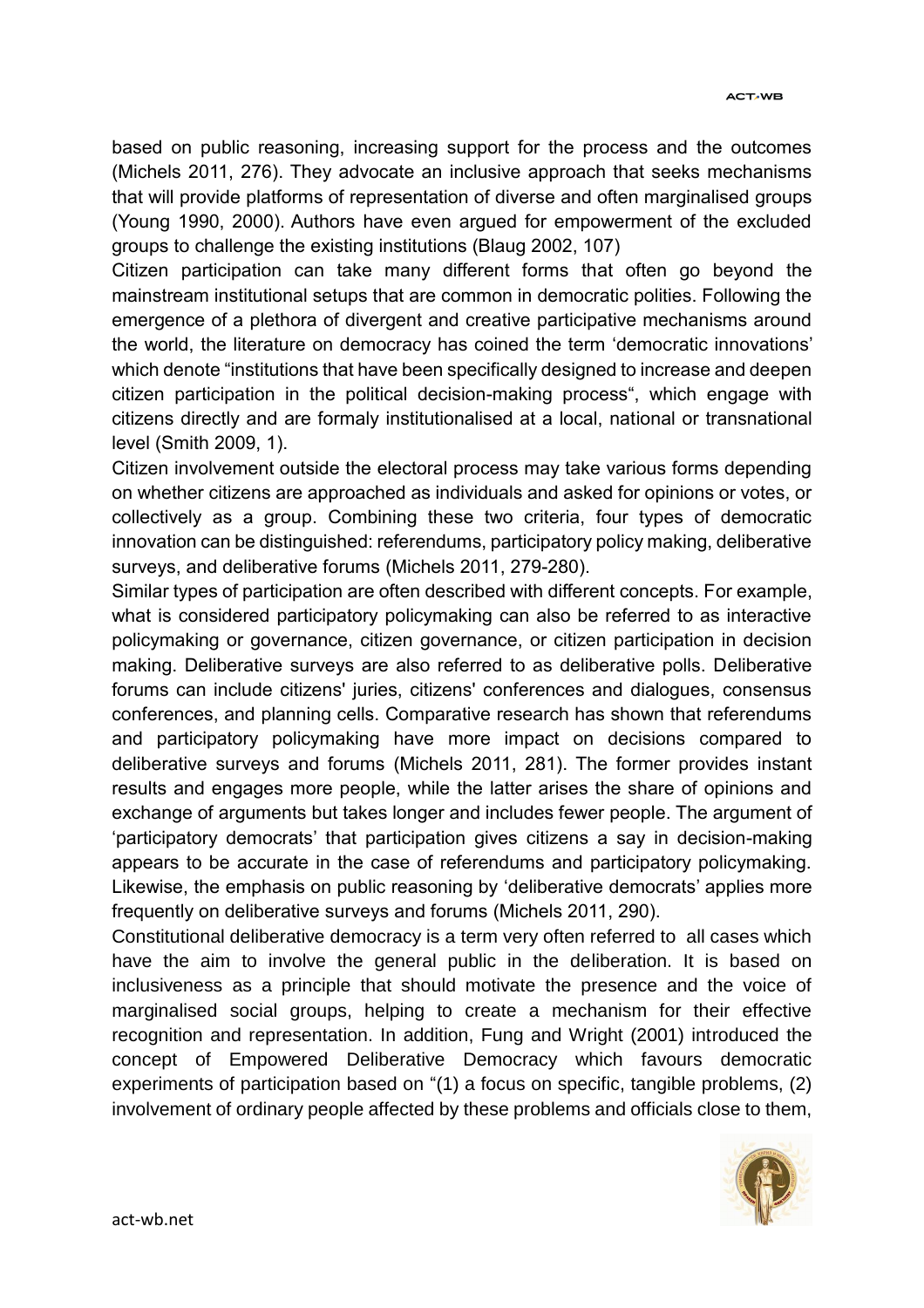based on public reasoning, increasing support for the process and the outcomes (Michels 2011, 276). They advocate an inclusive approach that seeks mechanisms that will provide platforms of representation of diverse and often marginalised groups (Young 1990, 2000). Authors have even argued for empowerment of the excluded groups to challenge the existing institutions (Blaug 2002, 107)

Citizen participation can take many different forms that often go beyond the mainstream institutional setups that are common in democratic polities. Following the emergence of a plethora of divergent and creative participative mechanisms around the world, the literature on democracy has coined the term 'democratic innovations' which denote "institutions that have been specifically designed to increase and deepen citizen participation in the political decision-making process", which engage with citizens directly and are formaly institutionalised at a local, national or transnational level (Smith 2009, 1).

Citizen involvement outside the electoral process may take various forms depending on whether citizens are approached as individuals and asked for opinions or votes, or collectively as a group. Combining these two criteria, four types of democratic innovation can be distinguished: referendums, participatory policy making, deliberative surveys, and deliberative forums (Michels 2011, 279-280).

Similar types of participation are often described with different concepts. For example, what is considered participatory policymaking can also be referred to as interactive policymaking or governance, citizen governance, or citizen participation in decision making. Deliberative surveys are also referred to as deliberative polls. Deliberative forums can include citizens' juries, citizens' conferences and dialogues, consensus conferences, and planning cells. Comparative research has shown that referendums and participatory policymaking have more impact on decisions compared to deliberative surveys and forums (Michels 2011, 281). The former provides instant results and engages more people, while the latter arises the share of opinions and exchange of arguments but takes longer and includes fewer people. The argument of 'participatory democrats' that participation gives citizens a say in decision-making appears to be accurate in the case of referendums and participatory policymaking. Likewise, the emphasis on public reasoning by 'deliberative democrats' applies more frequently on deliberative surveys and forums (Michels 2011, 290).

Constitutional deliberative democracy is a term very often referred to all cases which have the aim to involve the general public in the deliberation. It is based on inclusiveness as a principle that should motivate the presence and the voice of marginalised social groups, helping to create a mechanism for their effective recognition and representation. In addition, Fung and Wright (2001) introduced the concept of Empowered Deliberative Democracy which favours democratic experiments of participation based on "(1) a focus on specific, tangible problems, (2) involvement of ordinary people affected by these problems and officials close to them,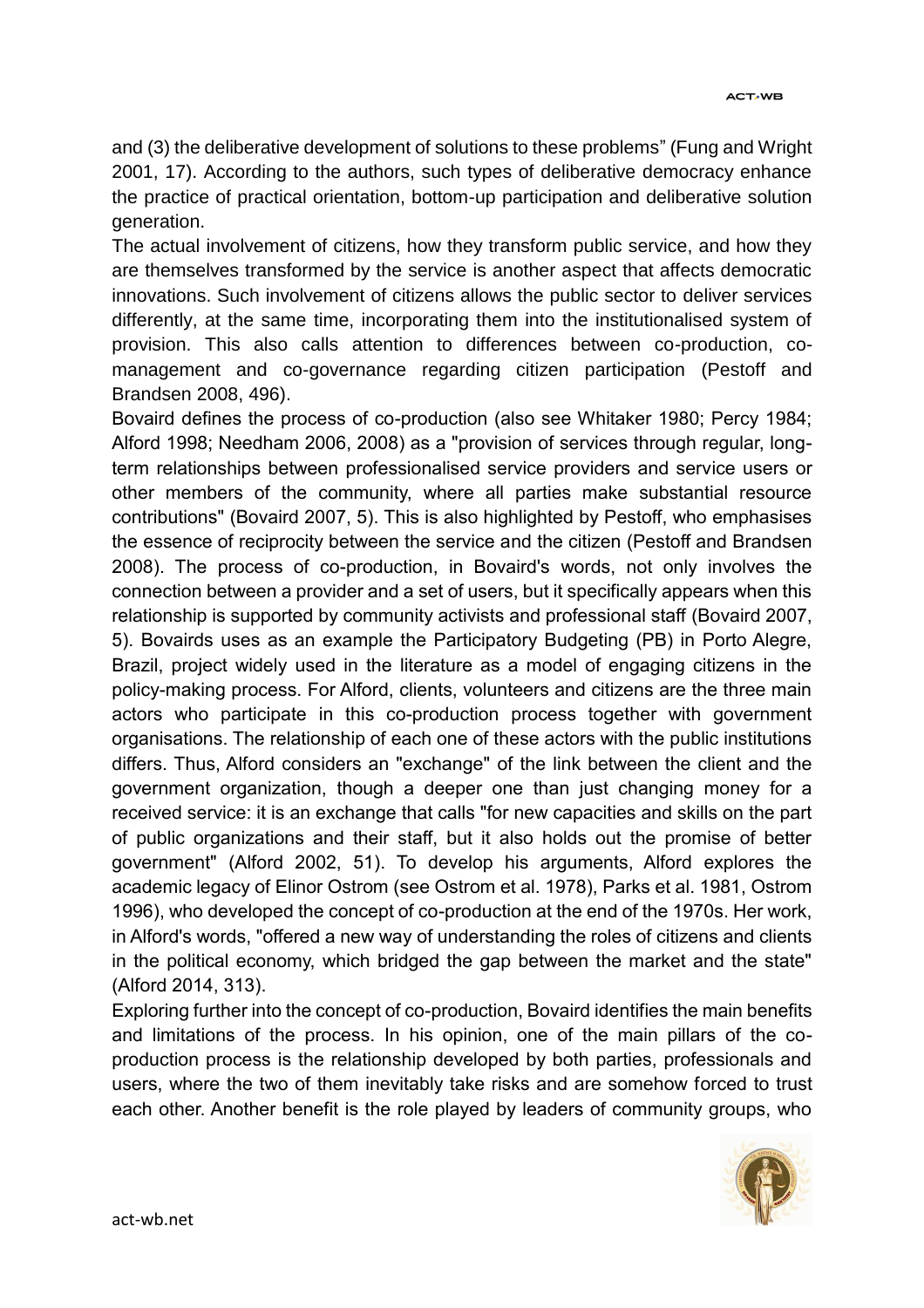and (3) the deliberative development of solutions to these problems" (Fung and Wright 2001, 17). According to the authors, such types of deliberative democracy enhance the practice of practical orientation, bottom-up participation and deliberative solution generation.

The actual involvement of citizens, how they transform public service, and how they are themselves transformed by the service is another aspect that affects democratic innovations. Such involvement of citizens allows the public sector to deliver services differently, at the same time, incorporating them into the institutionalised system of provision. This also calls attention to differences between co-production, co-management and co-governance regarding citizen participation (Pestoff and Brandsen 2008, 496).

Bovaird defines the process of co-production (also see Whitaker 1980; Percy 1984; Alford 1998; Needham 2006, 2008) as a "provision of services through regular, long-term relationships between professionalised service providers and service users or other members of the community, where all parties make substantial resource contributions" (Bovaird 2007, 5). This is also highlighted by Pestoff, who emphasises the essence of reciprocity between the service and the citizen (Pestoff and Brandsen 2008). The process of co-production, in Bovaird's words, not only involves the connection between a provider and a set of users, but it specifically appears when this relationship is supported by community activists and professional staff (Bovaird 2007, 5). Bovairds uses as an example the Participatory Budgeting (PB) in Porto Alegre, Brazil, project widely used in the literature as a model of engaging citizens in the policy-making process. For Alford, clients, volunteers and citizens are the three main actors who participate in this co-production process together with government organisations. The relationship of each one of these actors with the public institutions differs. Thus, Alford considers an "exchange" of the link between the client and the government organization, though a deeper one than just changing money for a received service: it is an exchange that calls "for new capacities and skills on the part of public organizations and their staff, but it also holds out the promise of better government" (Alford 2002, 51). To develop his arguments, Alford explores the academic legacy of Elinor Ostrom (see Ostrom et al. 1978), Parks et al. 1981, Ostrom 1996), who developed the concept of co-production at the end of the 1970s. Her work, in Alford's words, "offered a new way of understanding the roles of citizens and clients in the political economy, which bridged the gap between the market and the state" (Alford 2014, 313).

Exploring further into the concept of co-production, Bovaird identifies the main benefits and limitations of the process. In his opinion, one of the main pillars of the co-production process is the relationship developed by both parties, professionals and users, where the two of them inevitably take risks and are somehow forced to trust each other. Another benefit is the role played by leaders of community groups, who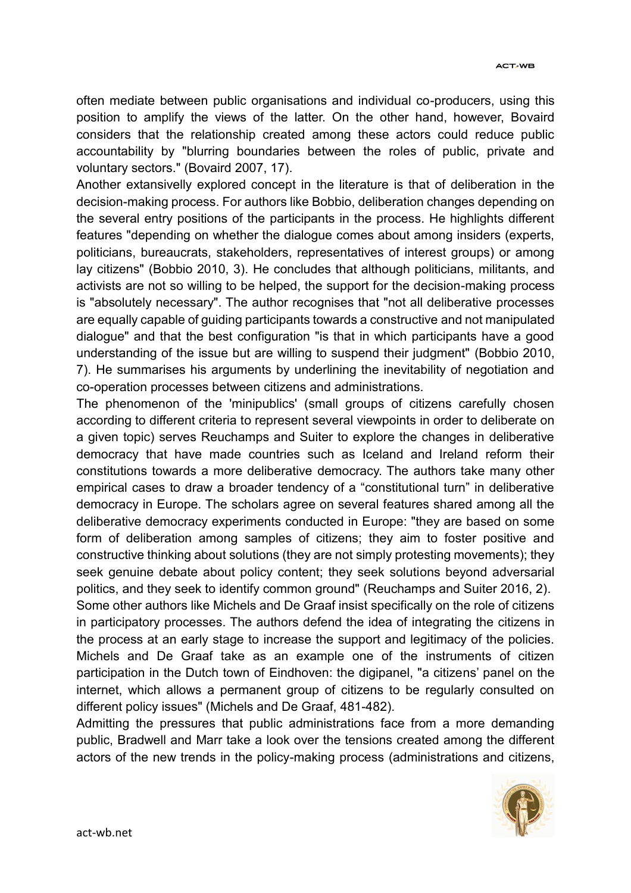often mediate between public organisations and individual co-producers, using this position to amplify the views of the latter. On the other hand, however, Bovaird considers that the relationship created among these actors could reduce public accountability by "blurring boundaries between the roles of public, private and voluntary sectors." (Bovaird 2007, 17).

Another extansivelly explored concept in the literature is that of deliberation in the decision-making process. For authors like Bobbio, deliberation changes depending on the several entry positions of the participants in the process. He highlights different features "depending on whether the dialogue comes about among insiders (experts, politicians, bureaucrats, stakeholders, representatives of interest groups) or among lay citizens" (Bobbio 2010, 3). He concludes that although politicians, militants, and activists are not so willing to be helped, the support for the decision-making process is "absolutely necessary". The author recognises that "not all deliberative processes are equally capable of guiding participants towards a constructive and not manipulated dialogue" and that the best configuration "is that in which participants have a good understanding of the issue but are willing to suspend their judgment" (Bobbio 2010, 7). He summarises his arguments by underlining the inevitability of negotiation and co-operation processes between citizens and administrations.

The phenomenon of the 'minipublics' (small groups of citizens carefully chosen according to different criteria to represent several viewpoints in order to deliberate on a given topic) serves Reuchamps and Suiter to explore the changes in deliberative democracy that have made countries such as Iceland and Ireland reform their constitutions towards a more deliberative democracy. The authors take many other empirical cases to draw a broader tendency of a "constitutional turn" in deliberative democracy in Europe. The scholars agree on several features shared among all the deliberative democracy experiments conducted in Europe: "they are based on some form of deliberation among samples of citizens; they aim to foster positive and constructive thinking about solutions (they are not simply protesting movements); they seek genuine debate about policy content; they seek solutions beyond adversarial politics, and they seek to identify common ground" (Reuchamps and Suiter 2016, 2).

Some other authors like Michels and De Graaf insist specifically on the role of citizens in participatory processes. The authors defend the idea of integrating the citizens in the process at an early stage to increase the support and legitimacy of the policies. Michels and De Graaf take as an example one of the instruments of citizen participation in the Dutch town of Eindhoven: the digipanel, "a citizens' panel on the internet, which allows a permanent group of citizens to be regularly consulted on different policy issues" (Michels and De Graaf, 481-482).

Admitting the pressures that public administrations face from a more demanding public, Bradwell and Marr take a look over the tensions created among the different actors of the new trends in the policy-making process (administrations and citizens,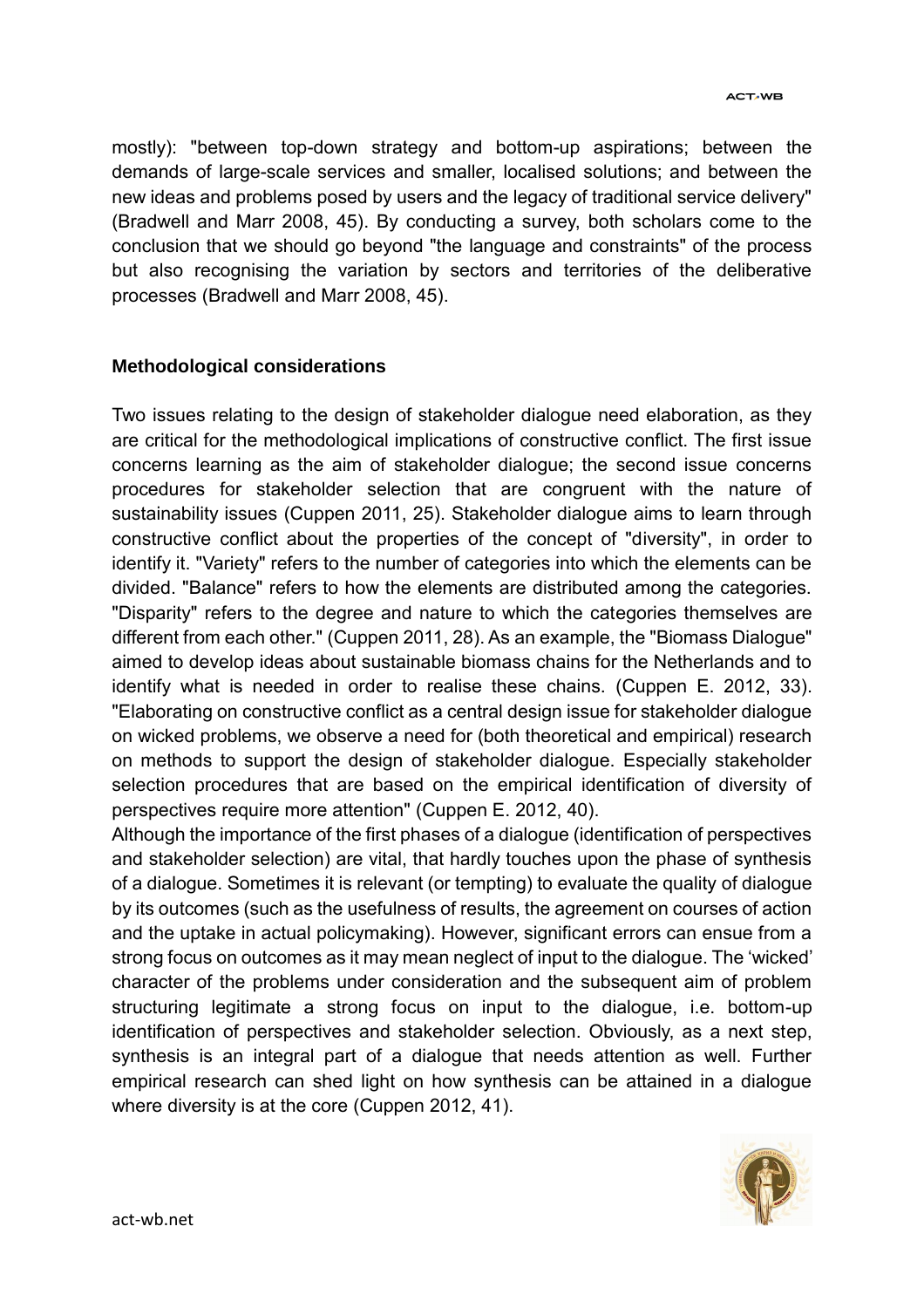mostly): "between top-down strategy and bottom-up aspirations; between the demands of large-scale services and smaller, localised solutions; and between the new ideas and problems posed by users and the legacy of traditional service delivery" (Bradwell and Marr 2008, 45). By conducting a survey, both scholars come to the conclusion that we should go beyond "the language and constraints" of the process but also recognising the variation by sectors and territories of the deliberative processes (Bradwell and Marr 2008, 45).

**Methodological considerations**

Two issues relating to the design of stakeholder dialogue need elaboration, as they are critical for the methodological implications of constructive conflict. The first issue concerns learning as the aim of stakeholder dialogue; the second issue concerns procedures for stakeholder selection that are congruent with the nature of sustainability issues (Cuppen 2011, 25). Stakeholder dialogue aims to learn through constructive conflict about the properties of the concept of "diversity", in order to identify it. "Variety" refers to the number of categories into which the elements can be divided. "Balance" refers to how the elements are distributed among the categories. "Disparity" refers to the degree and nature to which the categories themselves are different from each other." (Cuppen 2011, 28). As an example, the "Biomass Dialogue" aimed to develop ideas about sustainable biomass chains for the Netherlands and to identify what is needed in order to realise these chains. (Cuppen E. 2012, 33). "Elaborating on constructive conflict as a central design issue for stakeholder dialogue on wicked problems, we observe a need for (both theoretical and empirical) research on methods to support the design of stakeholder dialogue. Especially stakeholder selection procedures that are based on the empirical identification of diversity of perspectives require more attention" (Cuppen E. 2012, 40).

Although the importance of the first phases of a dialogue (identification of perspectives and stakeholder selection) are vital, that hardly touches upon the phase of synthesis of a dialogue. Sometimes it is relevant (or tempting) to evaluate the quality of dialogue by its outcomes (such as the usefulness of results, the agreement on courses of action and the uptake in actual policymaking). However, significant errors can ensue from a strong focus on outcomes as it may mean neglect of input to the dialogue. The 'wicked' character of the problems under consideration and the subsequent aim of problem structuring legitimate a strong focus on input to the dialogue, i.e. bottom-up identification of perspectives and stakeholder selection. Obviously, as a next step, synthesis is an integral part of a dialogue that needs attention as well. Further empirical research can shed light on how synthesis can be attained in a dialogue where diversity is at the core (Cuppen 2012, 41).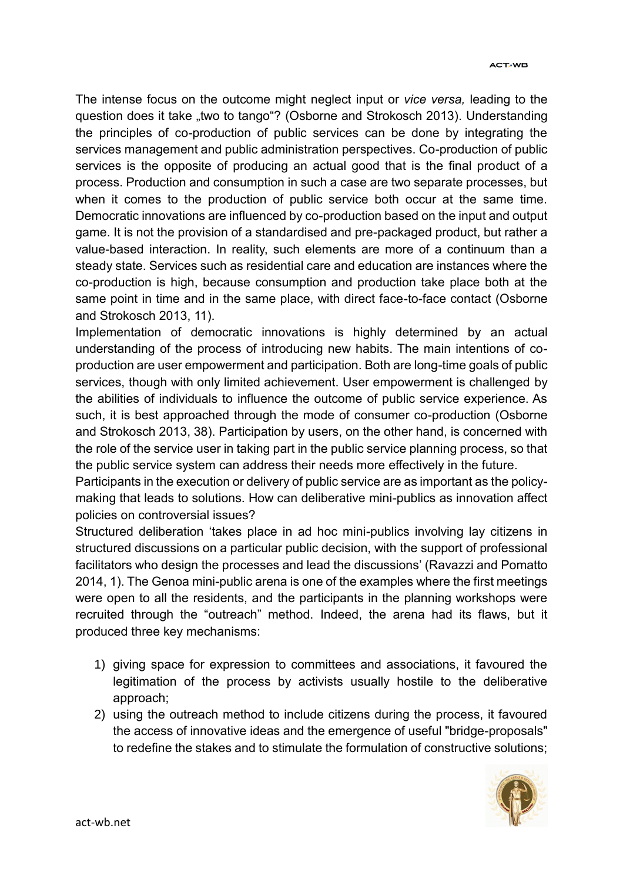The intense focus on the outcome might neglect input or *vice versa,* leading to the question does it take „two to tango"? (Osborne and Strokosch 2013). Understanding the principles of co-production of public services can be done by integrating the services management and public administration perspectives. Co-production of public services is the opposite of producing an actual good that is the final product of a process. Production and consumption in such a case are two separate processes, but when it comes to the production of public service both occur at the same time. Democratic innovations are influenced by co-production based on the input and output game. It is not the provision of a standardised and pre-packaged product, but rather a value-based interaction. In reality, such elements are more of a continuum than a steady state. Services such as residential care and education are instances where the co-production is high, because consumption and production take place both at the same point in time and in the same place, with direct face-to-face contact (Osborne and Strokosch 2013, 11).

Implementation of democratic innovations is highly determined by an actual understanding of the process of introducing new habits. The main intentions of co-production are user empowerment and participation. Both are long-time goals of public services, though with only limited achievement. User empowerment is challenged by the abilities of individuals to influence the outcome of public service experience. As such, it is best approached through the mode of consumer co-production (Osborne and Strokosch 2013, 38). Participation by users, on the other hand, is concerned with the role of the service user in taking part in the public service planning process, so that the public service system can address their needs more effectively in the future.

Participants in the execution or delivery of public service are as important as the policy-making that leads to solutions. How can deliberative mini-publics as innovation affect policies on controversial issues?

Structured deliberation 'takes place in ad hoc mini-publics involving lay citizens in structured discussions on a particular public decision, with the support of professional facilitators who design the processes and lead the discussions' (Ravazzi and Pomatto 2014, 1). The Genoa mini-public arena is one of the examples where the first meetings were open to all the residents, and the participants in the planning workshops were recruited through the "outreach" method. Indeed, the arena had its flaws, but it produced three key mechanisms:

1) giving space for expression to committees and associations, it favoured the legitimation of the process by activists usually hostile to the deliberative approach;
2) using the outreach method to include citizens during the process, it favoured the access of innovative ideas and the emergence of useful "bridge-proposals" to redefine the stakes and to stimulate the formulation of constructive solutions;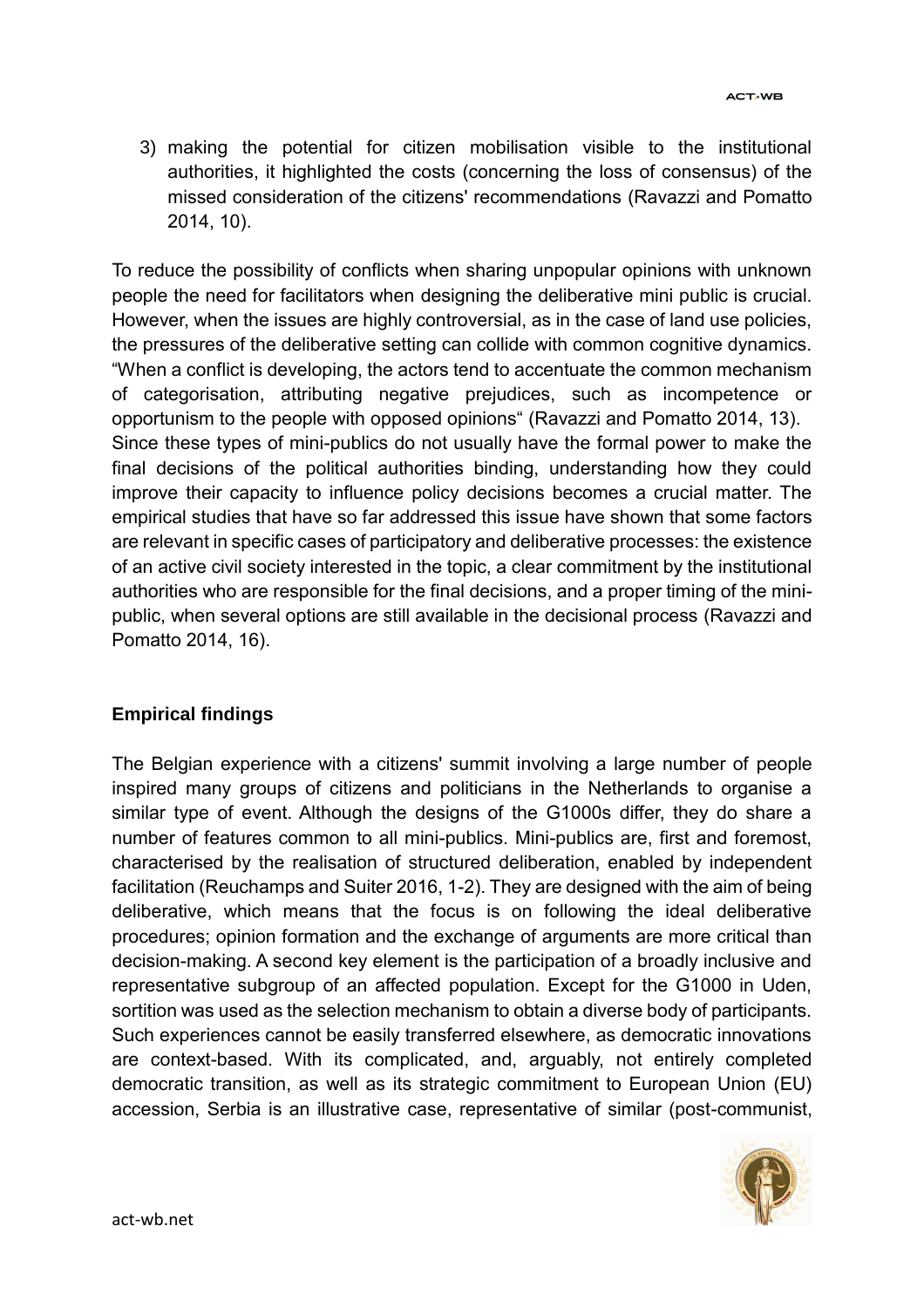3) making the potential for citizen mobilisation visible to the institutional authorities, it highlighted the costs (concerning the loss of consensus) of the missed consideration of the citizens' recommendations (Ravazzi and Pomatto 2014, 10).

To reduce the possibility of conflicts when sharing unpopular opinions with unknown people the need for facilitators when designing the deliberative mini public is crucial. However, when the issues are highly controversial, as in the case of land use policies, the pressures of the deliberative setting can collide with common cognitive dynamics. "When a conflict is developing, the actors tend to accentuate the common mechanism of categorisation, attributing negative prejudices, such as incompetence or opportunism to the people with opposed opinions" (Ravazzi and Pomatto 2014, 13). Since these types of mini-publics do not usually have the formal power to make the final decisions of the political authorities binding, understanding how they could improve their capacity to influence policy decisions becomes a crucial matter. The empirical studies that have so far addressed this issue have shown that some factors are relevant in specific cases of participatory and deliberative processes: the existence of an active civil society interested in the topic, a clear commitment by the institutional authorities who are responsible for the final decisions, and a proper timing of the mini-public, when several options are still available in the decisional process (Ravazzi and Pomatto 2014, 16).

**Empirical findings**

The Belgian experience with a citizens' summit involving a large number of people inspired many groups of citizens and politicians in the Netherlands to organise a similar type of event. Although the designs of the G1000s differ, they do share a number of features common to all mini-publics. Mini-publics are, first and foremost, characterised by the realisation of structured deliberation, enabled by independent facilitation (Reuchamps and Suiter 2016, 1-2). They are designed with the aim of being deliberative, which means that the focus is on following the ideal deliberative procedures; opinion formation and the exchange of arguments are more critical than decision-making. A second key element is the participation of a broadly inclusive and representative subgroup of an affected population. Except for the G1000 in Uden, sortition was used as the selection mechanism to obtain a diverse body of participants. Such experiences cannot be easily transferred elsewhere, as democratic innovations are context-based. With its complicated, and, arguably, not entirely completed democratic transition, as well as its strategic commitment to European Union (EU) accession, Serbia is an illustrative case, representative of similar (post-communist,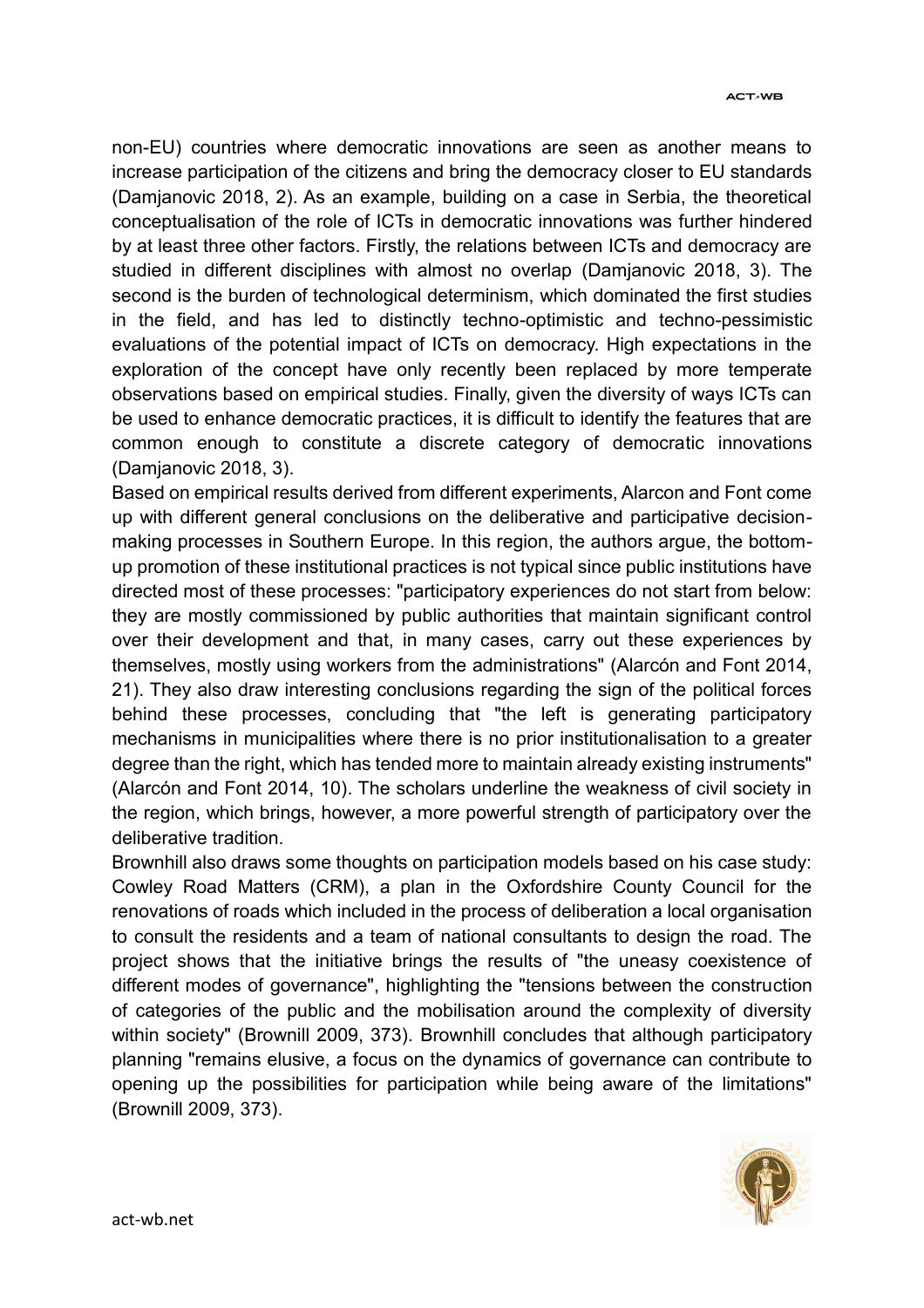non-EU) countries where democratic innovations are seen as another means to increase participation of the citizens and bring the democracy closer to EU standards (Damjanovic 2018, 2). As an example, building on a case in Serbia, the theoretical conceptualisation of the role of ICTs in democratic innovations was further hindered by at least three other factors. Firstly, the relations between ICTs and democracy are studied in different disciplines with almost no overlap (Damjanovic 2018, 3). The second is the burden of technological determinism, which dominated the first studies in the field, and has led to distinctly techno-optimistic and techno-pessimistic evaluations of the potential impact of ICTs on democracy. High expectations in the exploration of the concept have only recently been replaced by more temperate observations based on empirical studies. Finally, given the diversity of ways ICTs can be used to enhance democratic practices, it is difficult to identify the features that are common enough to constitute a discrete category of democratic innovations (Damjanovic 2018, 3).

Based on empirical results derived from different experiments, Alarcon and Font come up with different general conclusions on the deliberative and participative decision-making processes in Southern Europe. In this region, the authors argue, the bottom-up promotion of these institutional practices is not typical since public institutions have directed most of these processes: "participatory experiences do not start from below: they are mostly commissioned by public authorities that maintain significant control over their development and that, in many cases, carry out these experiences by themselves, mostly using workers from the administrations" (Alarcón and Font 2014, 21). They also draw interesting conclusions regarding the sign of the political forces behind these processes, concluding that "the left is generating participatory mechanisms in municipalities where there is no prior institutionalisation to a greater degree than the right, which has tended more to maintain already existing instruments" (Alarcón and Font 2014, 10). The scholars underline the weakness of civil society in the region, which brings, however, a more powerful strength of participatory over the deliberative tradition.

Brownhill also draws some thoughts on participation models based on his case study: Cowley Road Matters (CRM), a plan in the Oxfordshire County Council for the renovations of roads which included in the process of deliberation a local organisation to consult the residents and a team of national consultants to design the road. The project shows that the initiative brings the results of "the uneasy coexistence of different modes of governance", highlighting the "tensions between the construction of categories of the public and the mobilisation around the complexity of diversity within society" (Brownill 2009, 373). Brownhill concludes that although participatory planning "remains elusive, a focus on the dynamics of governance can contribute to opening up the possibilities for participation while being aware of the limitations" (Brownill 2009, 373).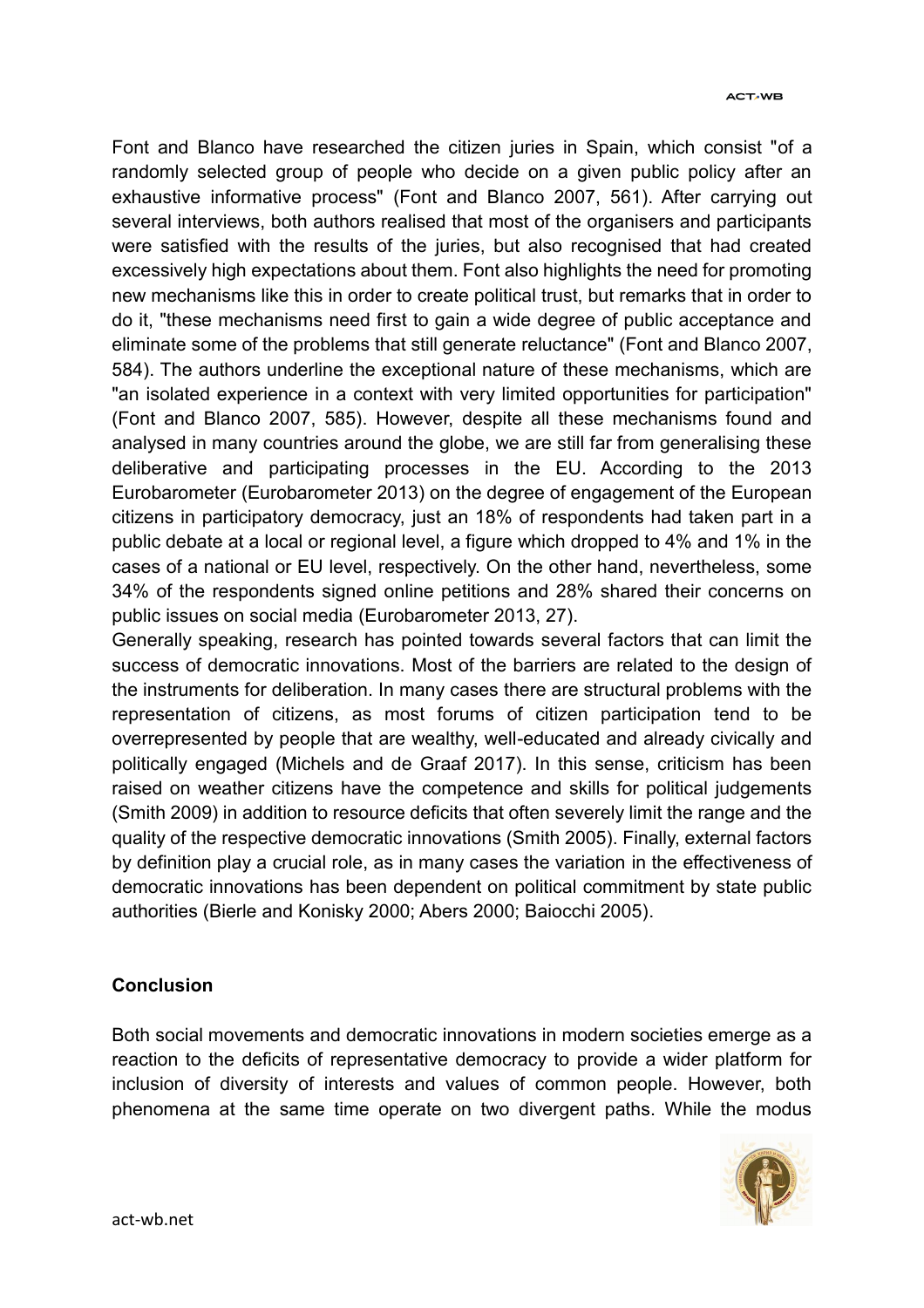Font and Blanco have researched the citizen juries in Spain, which consist "of a randomly selected group of people who decide on a given public policy after an exhaustive informative process" (Font and Blanco 2007, 561). After carrying out several interviews, both authors realised that most of the organisers and participants were satisfied with the results of the juries, but also recognised that had created excessively high expectations about them. Font also highlights the need for promoting new mechanisms like this in order to create political trust, but remarks that in order to do it, "these mechanisms need first to gain a wide degree of public acceptance and eliminate some of the problems that still generate reluctance" (Font and Blanco 2007, 584). The authors underline the exceptional nature of these mechanisms, which are "an isolated experience in a context with very limited opportunities for participation" (Font and Blanco 2007, 585). However, despite all these mechanisms found and analysed in many countries around the globe, we are still far from generalising these deliberative and participating processes in the EU. According to the 2013 Eurobarometer (Eurobarometer 2013) on the degree of engagement of the European citizens in participatory democracy, just an 18% of respondents had taken part in a public debate at a local or regional level, a figure which dropped to 4% and 1% in the cases of a national or EU level, respectively. On the other hand, nevertheless, some 34% of the respondents signed online petitions and 28% shared their concerns on public issues on social media (Eurobarometer 2013, 27).

Generally speaking, research has pointed towards several factors that can limit the success of democratic innovations. Most of the barriers are related to the design of the instruments for deliberation. In many cases there are structural problems with the representation of citizens, as most forums of citizen participation tend to be overrepresented by people that are wealthy, well-educated and already civically and politically engaged (Michels and de Graaf 2017). In this sense, criticism has been raised on weather citizens have the competence and skills for political judgements (Smith 2009) in addition to resource deficits that often severely limit the range and the quality of the respective democratic innovations (Smith 2005). Finally, external factors by definition play a crucial role, as in many cases the variation in the effectiveness of democratic innovations has been dependent on political commitment by state public authorities (Bierle and Konisky 2000; Abers 2000; Baiocchi 2005).

## Conclusion

Both social movements and democratic innovations in modern societies emerge as a reaction to the deficits of representative democracy to provide a wider platform for inclusion of diversity of interests and values of common people. However, both phenomena at the same time operate on two divergent paths. While the modus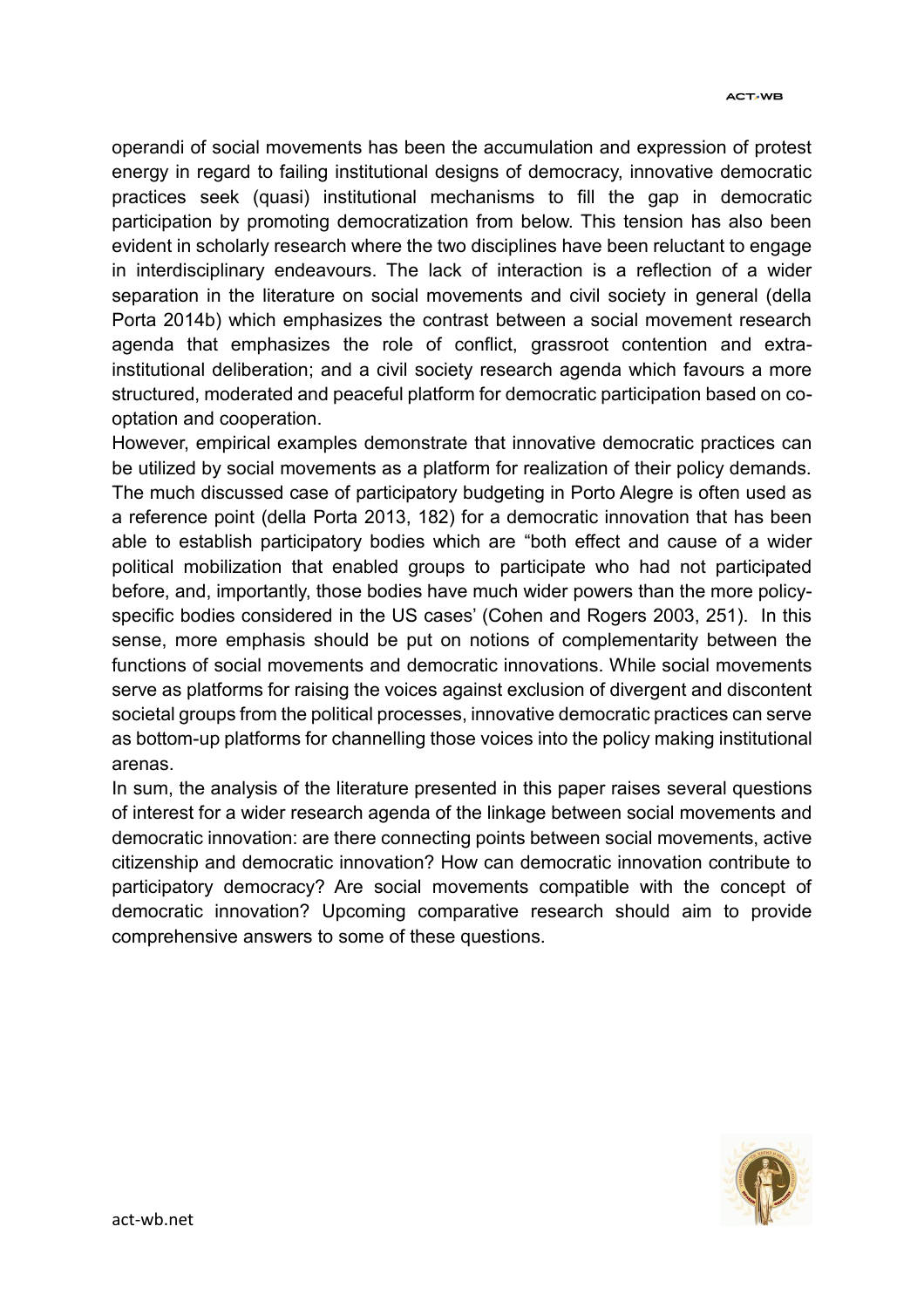operandi of social movements has been the accumulation and expression of protest energy in regard to failing institutional designs of democracy, innovative democratic practices seek (quasi) institutional mechanisms to fill the gap in democratic participation by promoting democratization from below. This tension has also been evident in scholarly research where the two disciplines have been reluctant to engage in interdisciplinary endeavours. The lack of interaction is a reflection of a wider separation in the literature on social movements and civil society in general (della Porta 2014b) which emphasizes the contrast between a social movement research agenda that emphasizes the role of conflict, grassroot contention and extra-institutional deliberation; and a civil society research agenda which favours a more structured, moderated and peaceful platform for democratic participation based on co-optation and cooperation.

However, empirical examples demonstrate that innovative democratic practices can be utilized by social movements as a platform for realization of their policy demands. The much discussed case of participatory budgeting in Porto Alegre is often used as a reference point (della Porta 2013, 182) for a democratic innovation that has been able to establish participatory bodies which are "both effect and cause of a wider political mobilization that enabled groups to participate who had not participated before, and, importantly, those bodies have much wider powers than the more policy-specific bodies considered in the US cases' (Cohen and Rogers 2003, 251). In this sense, more emphasis should be put on notions of complementarity between the functions of social movements and democratic innovations. While social movements serve as platforms for raising the voices against exclusion of divergent and discontent societal groups from the political processes, innovative democratic practices can serve as bottom-up platforms for channelling those voices into the policy making institutional arenas.

In sum, the analysis of the literature presented in this paper raises several questions of interest for a wider research agenda of the linkage between social movements and democratic innovation: are there connecting points between social movements, active citizenship and democratic innovation? How can democratic innovation contribute to participatory democracy? Are social movements compatible with the concept of democratic innovation? Upcoming comparative research should aim to provide comprehensive answers to some of these questions.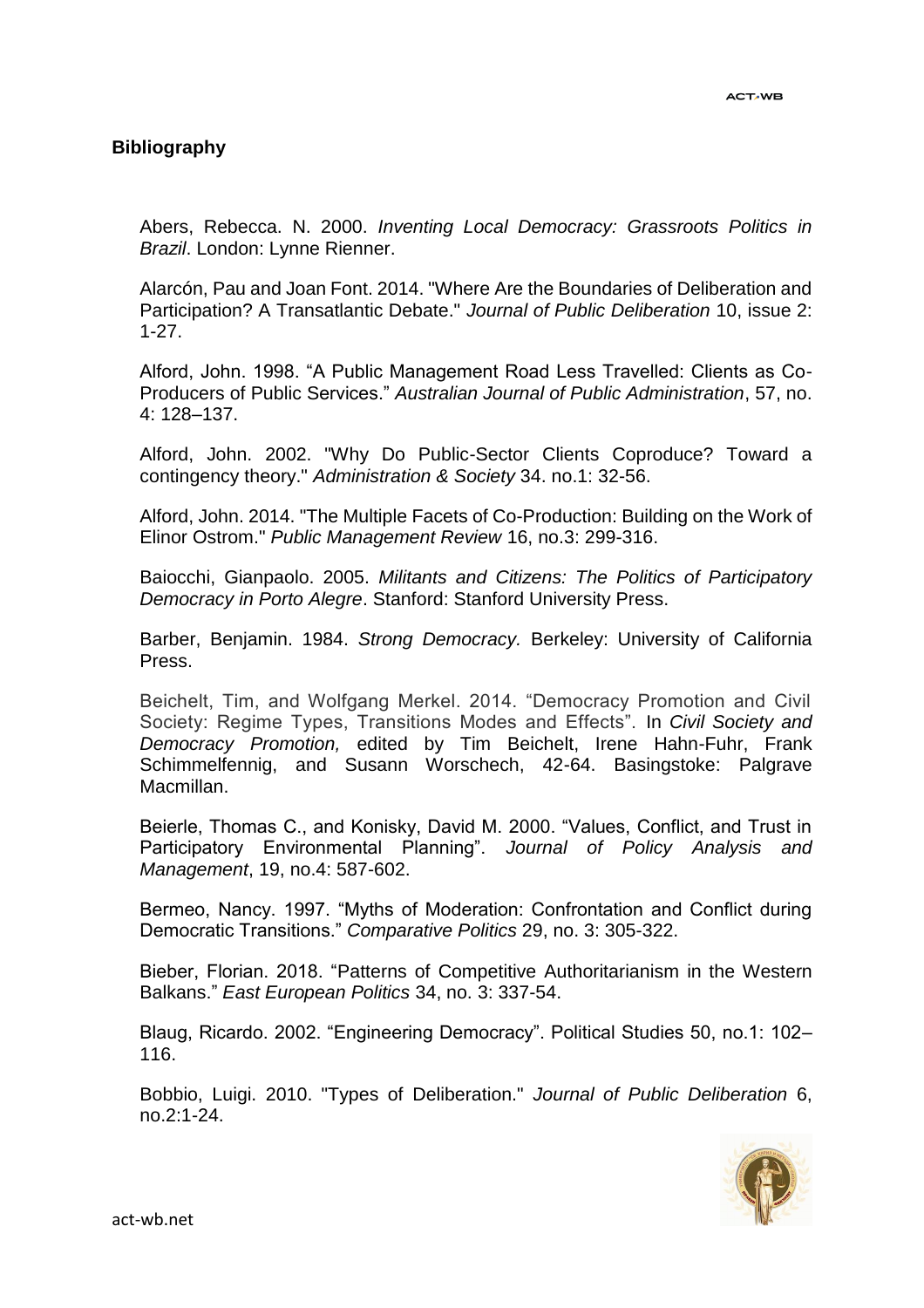## Bibliography

Abers, Rebecca. N. 2000. *Inventing Local Democracy: Grassroots Politics in Brazil*. London: Lynne Rienner.

Alarcón, Pau and Joan Font. 2014. "Where Are the Boundaries of Deliberation and Participation? A Transatlantic Debate." *Journal of Public Deliberation* 10, issue 2: 1-27.

Alford, John. 1998. "A Public Management Road Less Travelled: Clients as Co-Producers of Public Services." *Australian Journal of Public Administration*, 57, no. 4: 128–137.

Alford, John. 2002. "Why Do Public-Sector Clients Coproduce? Toward a contingency theory." *Administration & Society* 34. no.1: 32-56.

Alford, John. 2014. "The Multiple Facets of Co-Production: Building on the Work of Elinor Ostrom." *Public Management Review* 16, no.3: 299-316.

Baiocchi, Gianpaolo. 2005. *Militants and Citizens: The Politics of Participatory Democracy in Porto Alegre*. Stanford: Stanford University Press.

Barber, Benjamin. 1984. *Strong Democracy.* Berkeley: University of California Press.

Beichelt, Tim, and Wolfgang Merkel. 2014. "Democracy Promotion and Civil Society: Regime Types, Transitions Modes and Effects". In *Civil Society and Democracy Promotion,* edited by Tim Beichelt, Irene Hahn-Fuhr, Frank Schimmelfennig, and Susann Worschech, 42-64. Basingstoke: Palgrave Macmillan.

Beierle, Thomas C., and Konisky, David M. 2000. "Values, Conflict, and Trust in Participatory Environmental Planning". *Journal of Policy Analysis and Management*, 19, no.4: 587-602.

Bermeo, Nancy. 1997. "Myths of Moderation: Confrontation and Conflict during Democratic Transitions." *Comparative Politics* 29, no. 3: 305-322.

Bieber, Florian. 2018. "Patterns of Competitive Authoritarianism in the Western Balkans." *East European Politics* 34, no. 3: 337-54.

Blaug, Ricardo. 2002. "Engineering Democracy". Political Studies 50, no.1: 102–116.

Bobbio, Luigi. 2010. "Types of Deliberation." *Journal of Public Deliberation* 6, no.2:1-24.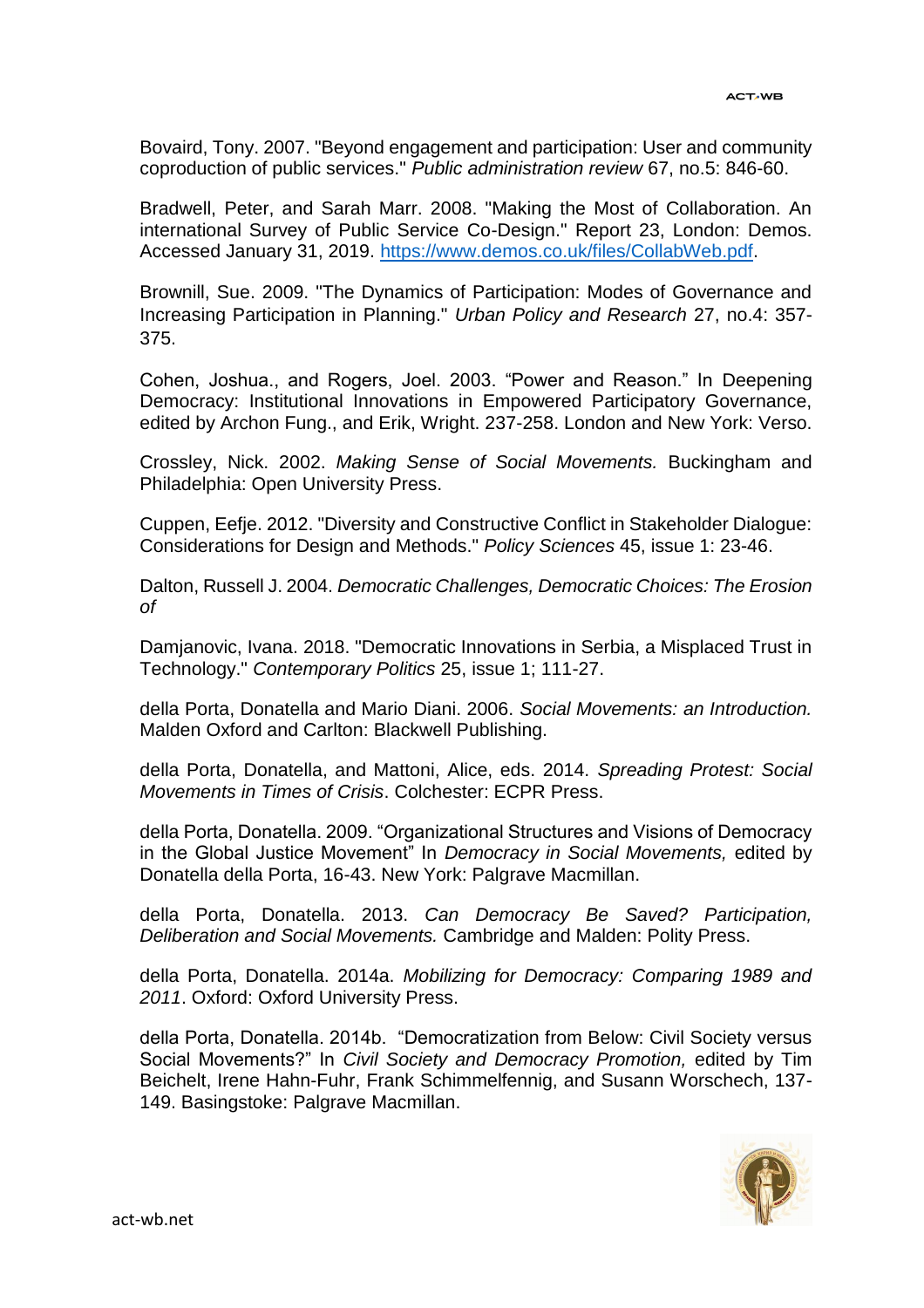Bovaird, Tony. 2007. "Beyond engagement and participation: User and community coproduction of public services." *Public administration review* 67, no.5: 846-60.

Bradwell, Peter, and Sarah Marr. 2008. "Making the Most of Collaboration. An international Survey of Public Service Co-Design." Report 23, London: Demos. Accessed January 31, 2019. [https://www.demos.co.uk/files/CollabWeb.pdf](https://www.demos.co.uk/files/CollabWeb.pdf).

Brownill, Sue. 2009. "The Dynamics of Participation: Modes of Governance and Increasing Participation in Planning." *Urban Policy and Research* 27, no.4: 357-375.

Cohen, Joshua., and Rogers, Joel. 2003. “Power and Reason.” In Deepening Democracy: Institutional Innovations in Empowered Participatory Governance, edited by Archon Fung., and Erik, Wright. 237-258. London and New York: Verso.

Crossley, Nick. 2002. *Making Sense of Social Movements.* Buckingham and Philadelphia: Open University Press.

Cuppen, Eefje. 2012. "Diversity and Constructive Conflict in Stakeholder Dialogue: Considerations for Design and Methods." *Policy Sciences* 45, issue 1: 23-46.

Dalton, Russell J. 2004. *Democratic Challenges, Democratic Choices: The Erosion of*

Damjanovic, Ivana. 2018. "Democratic Innovations in Serbia, a Misplaced Trust in Technology." *Contemporary Politics* 25, issue 1; 111-27.

della Porta, Donatella and Mario Diani. 2006. *Social Movements: an Introduction.* Malden Oxford and Carlton: Blackwell Publishing.

della Porta, Donatella, and Mattoni, Alice, eds. 2014. *Spreading Protest: Social Movements in Times of Crisis*. Colchester: ECPR Press.

della Porta, Donatella. 2009. “Organizational Structures and Visions of Democracy in the Global Justice Movement” In *Democracy in Social Movements,* edited by Donatella della Porta, 16-43. New York: Palgrave Macmillan.

della Porta, Donatella. 2013. *Can Democracy Be Saved? Participation, Deliberation and Social Movements.* Cambridge and Malden: Polity Press.

della Porta, Donatella. 2014a. *Mobilizing for Democracy: Comparing 1989 and 2011*. Oxford: Oxford University Press.

della Porta, Donatella. 2014b. “Democratization from Below: Civil Society versus Social Movements?” In *Civil Society and Democracy Promotion,* edited by Tim Beichelt, Irene Hahn-Fuhr, Frank Schimmelfennig, and Susann Worschech, 137-149. Basingstoke: Palgrave Macmillan.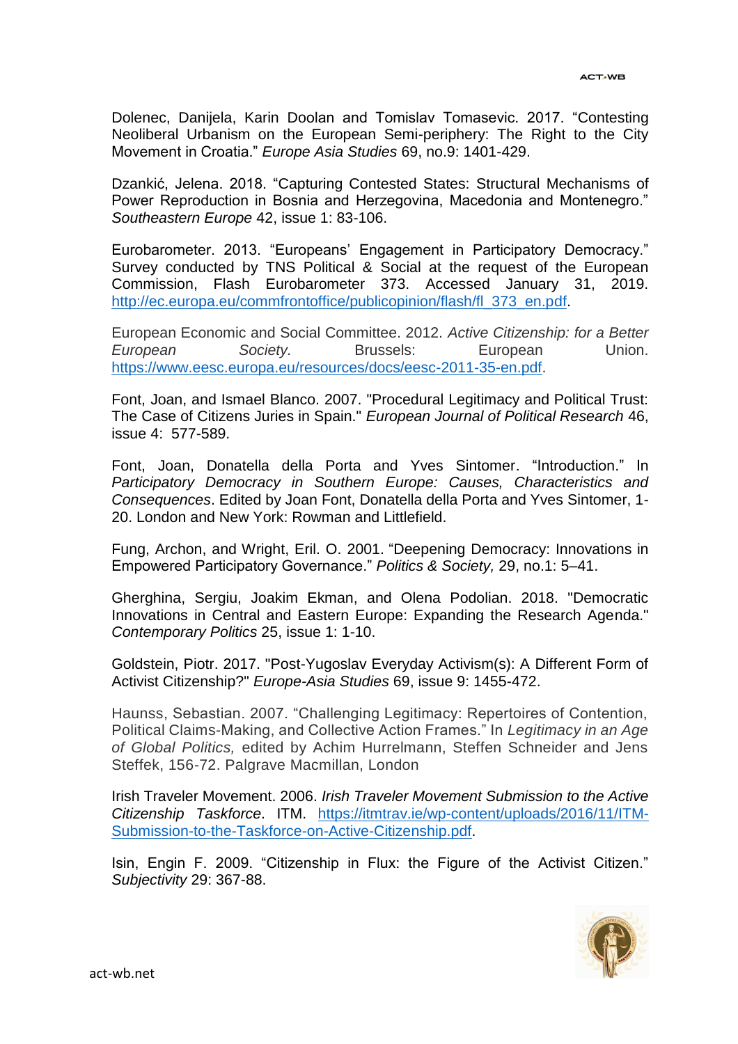Dolenec, Danijela, Karin Doolan and Tomislav Tomasevic. 2017. "Contesting Neoliberal Urbanism on the European Semi-periphery: The Right to the City Movement in Croatia." *Europe Asia Studies* 69, no.9: 1401-429.

Dzankić, Jelena. 2018. "Capturing Contested States: Structural Mechanisms of Power Reproduction in Bosnia and Herzegovina, Macedonia and Montenegro." *Southeastern Europe* 42, issue 1: 83-106.

Eurobarometer. 2013. "Europeans' Engagement in Participatory Democracy." Survey conducted by TNS Political & Social at the request of the European Commission, Flash Eurobarometer 373. Accessed January 31, 2019. http://ec.europa.eu/commfrontoffice/publicopinion/flash/fl_373_en.pdf.

European Economic and Social Committee. 2012. *Active Citizenship: for a Better European Society.* Brussels: European Union. https://www.eesc.europa.eu/resources/docs/eesc-2011-35-en.pdf.

Font, Joan, and Ismael Blanco. 2007. "Procedural Legitimacy and Political Trust: The Case of Citizens Juries in Spain." *European Journal of Political Research* 46, issue 4: 577-589.

Font, Joan, Donatella della Porta and Yves Sintomer. "Introduction." In *Participatory Democracy in Southern Europe: Causes, Characteristics and Consequences*. Edited by Joan Font, Donatella della Porta and Yves Sintomer, 1-20. London and New York: Rowman and Littlefield.

Fung, Archon, and Wright, Eril. O. 2001. "Deepening Democracy: Innovations in Empowered Participatory Governance." *Politics & Society,* 29, no.1: 5–41.

Gherghina, Sergiu, Joakim Ekman, and Olena Podolian. 2018. "Democratic Innovations in Central and Eastern Europe: Expanding the Research Agenda." *Contemporary Politics* 25, issue 1: 1-10.

Goldstein, Piotr. 2017. "Post-Yugoslav Everyday Activism(s): A Different Form of Activist Citizenship?" *Europe-Asia Studies* 69, issue 9: 1455-472.

Haunss, Sebastian. 2007. "Challenging Legitimacy: Repertoires of Contention, Political Claims-Making, and Collective Action Frames." In *Legitimacy in an Age of Global Politics,* edited by Achim Hurrelmann, Steffen Schneider and Jens Steffek, 156-72. Palgrave Macmillan, London

Irish Traveler Movement. 2006. *Irish Traveler Movement Submission to the Active Citizenship Taskforce*. ITM. https://itmtrav.ie/wp-content/uploads/2016/11/ITM-Submission-to-the-Taskforce-on-Active-Citizenship.pdf.

Isin, Engin F. 2009. "Citizenship in Flux: the Figure of the Activist Citizen." *Subjectivity* 29: 367-88.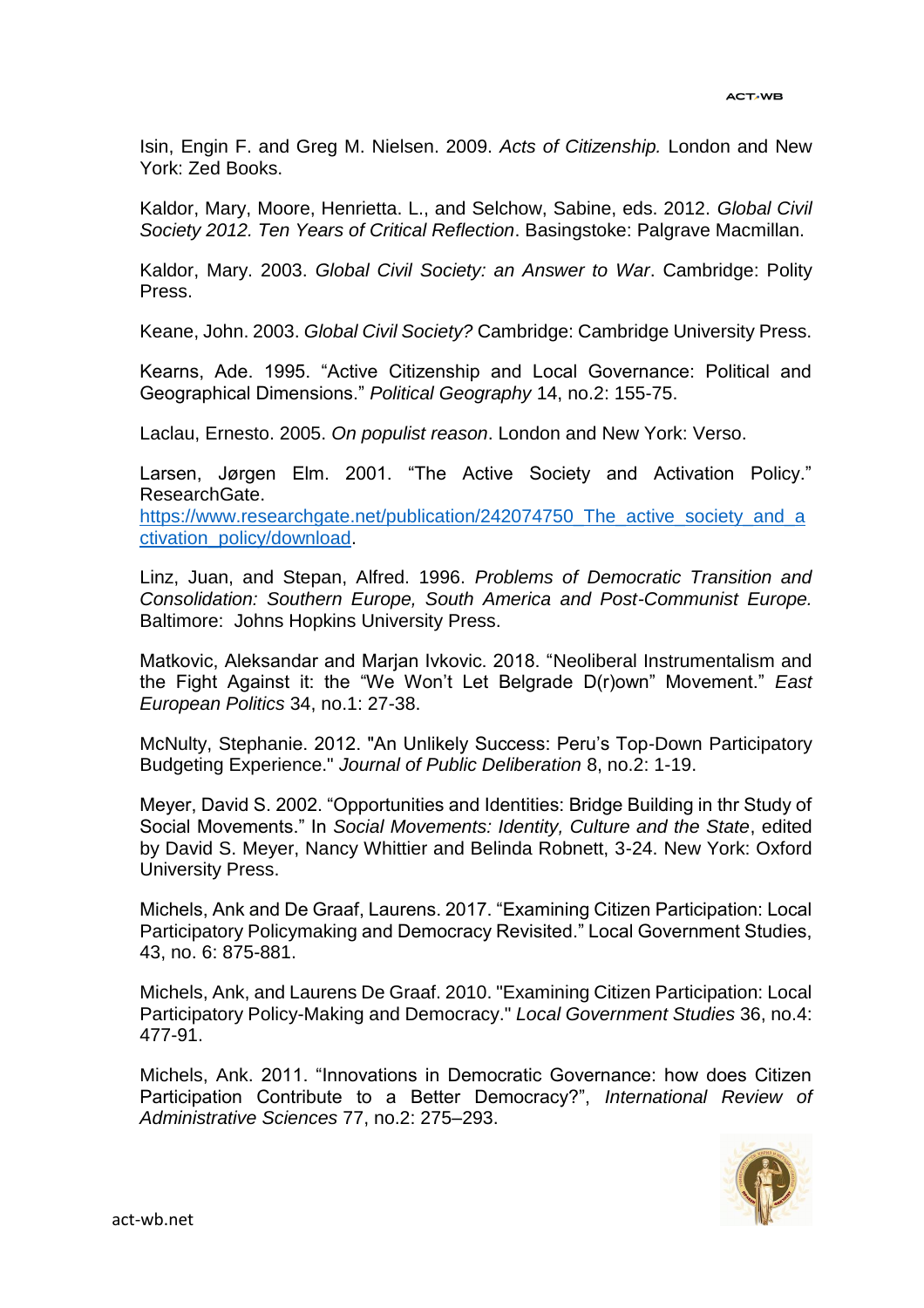Isin, Engin F. and Greg M. Nielsen. 2009. *Acts of Citizenship.* London and New York: Zed Books.

Kaldor, Mary, Moore, Henrietta. L., and Selchow, Sabine, eds. 2012. *Global Civil Society 2012. Ten Years of Critical Reflection*. Basingstoke: Palgrave Macmillan.

Kaldor, Mary. 2003. *Global Civil Society: an Answer to War*. Cambridge: Polity Press.

Keane, John. 2003. *Global Civil Society?* Cambridge: Cambridge University Press.

Kearns, Ade. 1995. "Active Citizenship and Local Governance: Political and Geographical Dimensions." *Political Geography* 14, no.2: 155-75.

Laclau, Ernesto. 2005. *On populist reason*. London and New York: Verso.

Larsen, Jørgen Elm. 2001. "The Active Society and Activation Policy." ResearchGate. [https://www.researchgate.net/publication/242074750_The_active_society_and_activation_policy/download](https://www.researchgate.net/publication/242074750_The_active_society_and_activation_policy/download).

Linz, Juan, and Stepan, Alfred. 1996. *Problems of Democratic Transition and Consolidation: Southern Europe, South America and Post-Communist Europe.* Baltimore: Johns Hopkins University Press.

Matkovic, Aleksandar and Marjan Ivkovic. 2018. "Neoliberal Instrumentalism and the Fight Against it: the "We Won't Let Belgrade D(r)own" Movement." *East European Politics* 34, no.1: 27-38.

McNulty, Stephanie. 2012. "An Unlikely Success: Peru's Top-Down Participatory Budgeting Experience." *Journal of Public Deliberation* 8, no.2: 1-19.

Meyer, David S. 2002. "Opportunities and Identities: Bridge Building in thr Study of Social Movements." In *Social Movements: Identity, Culture and the State*, edited by David S. Meyer, Nancy Whittier and Belinda Robnett, 3-24. New York: Oxford University Press.

Michels, Ank and De Graaf, Laurens. 2017. "Examining Citizen Participation: Local Participatory Policymaking and Democracy Revisited." Local Government Studies, 43, no. 6: 875-881.

Michels, Ank, and Laurens De Graaf. 2010. "Examining Citizen Participation: Local Participatory Policy-Making and Democracy." *Local Government Studies* 36, no.4: 477-91.

Michels, Ank. 2011. "Innovations in Democratic Governance: how does Citizen Participation Contribute to a Better Democracy?", *International Review of Administrative Sciences* 77, no.2: 275–293.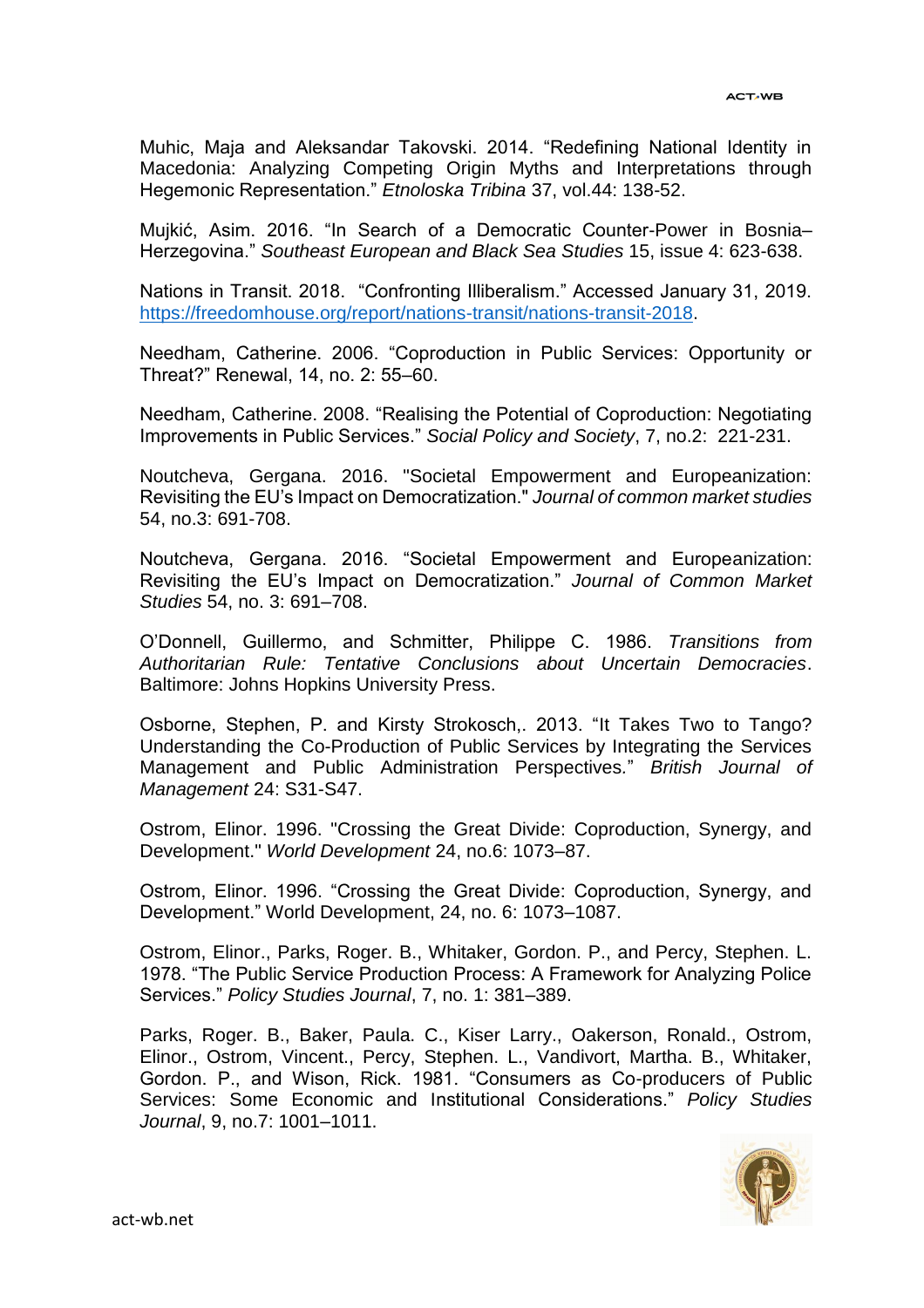Muhic, Maja and Aleksandar Takovski. 2014. "Redefining National Identity in Macedonia: Analyzing Competing Origin Myths and Interpretations through Hegemonic Representation." *Etnoloska Tribina* 37, vol.44: 138-52.

Mujkić, Asim. 2016. "In Search of a Democratic Counter-Power in Bosnia–Herzegovina." *Southeast European and Black Sea Studies* 15, issue 4: 623-638.

Nations in Transit. 2018. "Confronting Illiberalism." Accessed January 31, 2019. https://freedomhouse.org/report/nations-transit/nations-transit-2018.

Needham, Catherine. 2006. "Coproduction in Public Services: Opportunity or Threat?" Renewal, 14, no. 2: 55–60.

Needham, Catherine. 2008. "Realising the Potential of Coproduction: Negotiating Improvements in Public Services." *Social Policy and Society*, 7, no.2: 221-231.

Noutcheva, Gergana. 2016. "Societal Empowerment and Europeanization: Revisiting the EU's Impact on Democratization." *Journal of common market studies* 54, no.3: 691-708.

Noutcheva, Gergana. 2016. "Societal Empowerment and Europeanization: Revisiting the EU's Impact on Democratization." *Journal of Common Market Studies* 54, no. 3: 691–708.

O'Donnell, Guillermo, and Schmitter, Philippe C. 1986. *Transitions from Authoritarian Rule: Tentative Conclusions about Uncertain Democracies*. Baltimore: Johns Hopkins University Press.

Osborne, Stephen, P. and Kirsty Strokosch,. 2013. "It Takes Two to Tango? Understanding the Co-Production of Public Services by Integrating the Services Management and Public Administration Perspectives." *British Journal of Management* 24: S31-S47.

Ostrom, Elinor. 1996. "Crossing the Great Divide: Coproduction, Synergy, and Development." *World Development* 24, no.6: 1073–87.

Ostrom, Elinor. 1996. "Crossing the Great Divide: Coproduction, Synergy, and Development." World Development, 24, no. 6: 1073–1087.

Ostrom, Elinor., Parks, Roger. B., Whitaker, Gordon. P., and Percy, Stephen. L. 1978. "The Public Service Production Process: A Framework for Analyzing Police Services." *Policy Studies Journal*, 7, no. 1: 381–389.

Parks, Roger. B., Baker, Paula. C., Kiser Larry., Oakerson, Ronald., Ostrom, Elinor., Ostrom, Vincent., Percy, Stephen. L., Vandivort, Martha. B., Whitaker, Gordon. P., and Wison, Rick. 1981. "Consumers as Co-producers of Public Services: Some Economic and Institutional Considerations." *Policy Studies Journal*, 9, no.7: 1001–1011.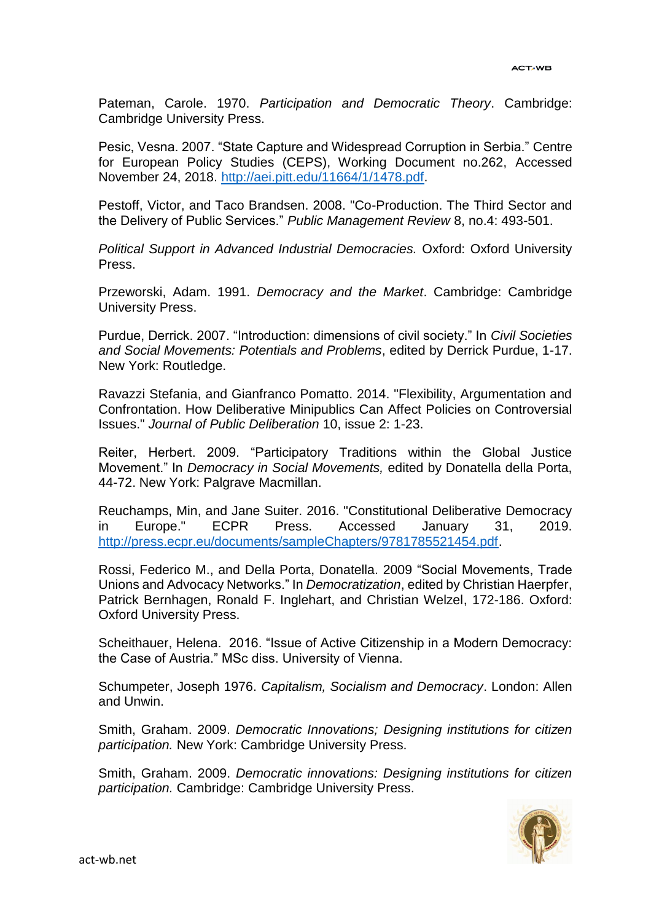Pateman, Carole. 1970. *Participation and Democratic Theory*. Cambridge: Cambridge University Press.

Pesic, Vesna. 2007. "State Capture and Widespread Corruption in Serbia." Centre for European Policy Studies (CEPS), Working Document no.262, Accessed November 24, 2018. http://aei.pitt.edu/11664/1/1478.pdf.

Pestoff, Victor, and Taco Brandsen. 2008. "Co-Production. The Third Sector and the Delivery of Public Services." *Public Management Review* 8, no.4: 493-501.

*Political Support in Advanced Industrial Democracies.* Oxford: Oxford University Press.

Przeworski, Adam. 1991. *Democracy and the Market*. Cambridge: Cambridge University Press.

Purdue, Derrick. 2007. "Introduction: dimensions of civil society." In *Civil Societies and Social Movements: Potentials and Problems*, edited by Derrick Purdue, 1-17. New York: Routledge.

Ravazzi Stefania, and Gianfranco Pomatto. 2014. "Flexibility, Argumentation and Confrontation. How Deliberative Minipublics Can Affect Policies on Controversial Issues." *Journal of Public Deliberation* 10, issue 2: 1-23.

Reiter, Herbert. 2009. "Participatory Traditions within the Global Justice Movement." In *Democracy in Social Movements,* edited by Donatella della Porta, 44-72. New York: Palgrave Macmillan.

Reuchamps, Min, and Jane Suiter. 2016. "Constitutional Deliberative Democracy in Europe." ECPR Press. Accessed January 31, 2019. http://press.ecpr.eu/documents/sampleChapters/9781785521454.pdf.

Rossi, Federico M., and Della Porta, Donatella. 2009 "Social Movements, Trade Unions and Advocacy Networks." In *Democratization*, edited by Christian Haerpfer, Patrick Bernhagen, Ronald F. Inglehart, and Christian Welzel, 172-186. Oxford: Oxford University Press.

Scheithauer, Helena. 2016. "Issue of Active Citizenship in a Modern Democracy: the Case of Austria." MSc diss. University of Vienna.

Schumpeter, Joseph 1976. *Capitalism, Socialism and Democracy*. London: Allen and Unwin.

Smith, Graham. 2009. *Democratic Innovations; Designing institutions for citizen participation.* New York: Cambridge University Press.

Smith, Graham. 2009. *Democratic innovations: Designing institutions for citizen participation.* Cambridge: Cambridge University Press.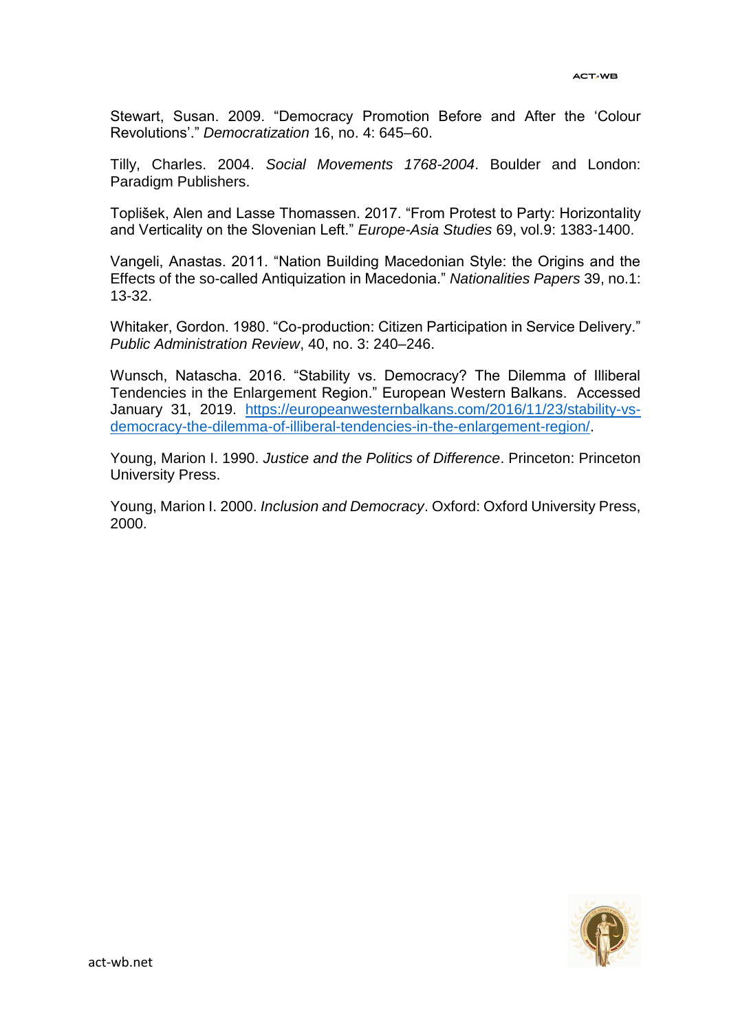Stewart, Susan. 2009. “Democracy Promotion Before and After the ‘Colour Revolutions’.” *Democratization* 16, no. 4: 645–60.

Tilly, Charles. 2004. *Social Movements 1768-2004*. Boulder and London: Paradigm Publishers.

Toplišek, Alen and Lasse Thomassen. 2017. “From Protest to Party: Horizontality and Verticality on the Slovenian Left.” *Europe-Asia Studies* 69, vol.9: 1383-1400.

Vangeli, Anastas. 2011. “Nation Building Macedonian Style: the Origins and the Effects of the so-called Antiquization in Macedonia.” *Nationalities Papers* 39, no.1: 13-32.

Whitaker, Gordon. 1980. “Co-production: Citizen Participation in Service Delivery.” *Public Administration Review*, 40, no. 3: 240–246.

Wunsch, Natascha. 2016. “Stability vs. Democracy? The Dilemma of Illiberal Tendencies in the Enlargement Region.” European Western Balkans. Accessed January 31, 2019. https://europeanwesternbalkans.com/2016/11/23/stability-vs-democracy-the-dilemma-of-illiberal-tendencies-in-the-enlargement-region/.

Young, Marion I. 1990. *Justice and the Politics of Difference*. Princeton: Princeton University Press.

Young, Marion I. 2000. *Inclusion and Democracy*. Oxford: Oxford University Press, 2000.